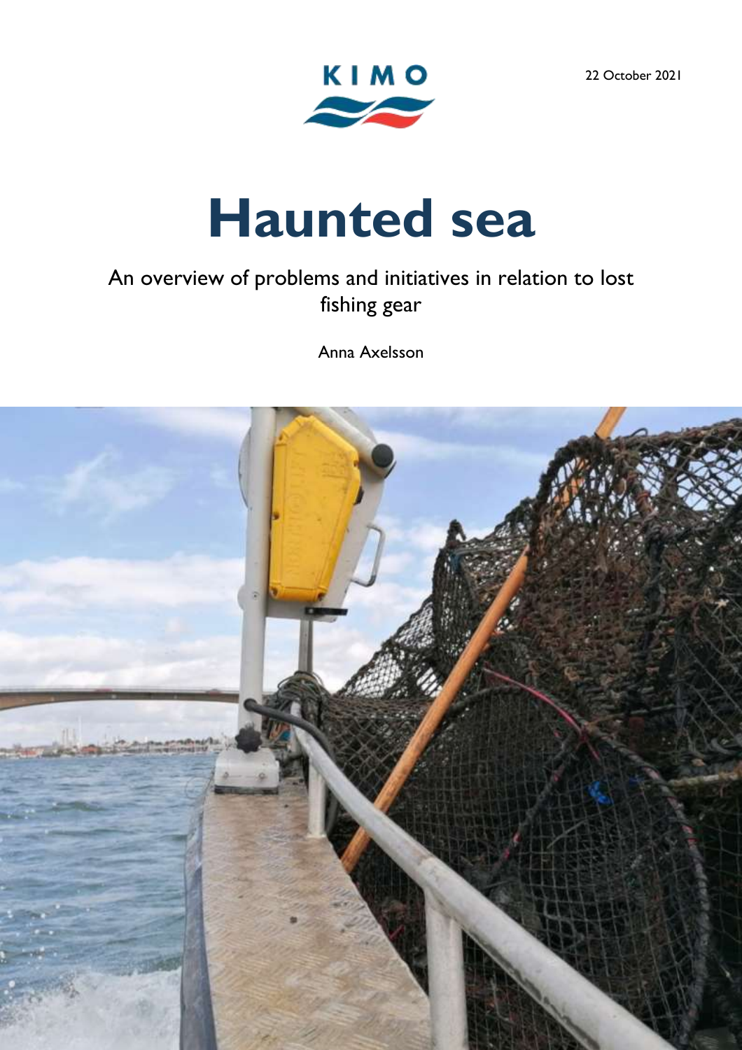KIMO

22 October 2021

# Haunted sea

An overview of problems and initiatives in relation to lost fishing gear

Anna Axelsson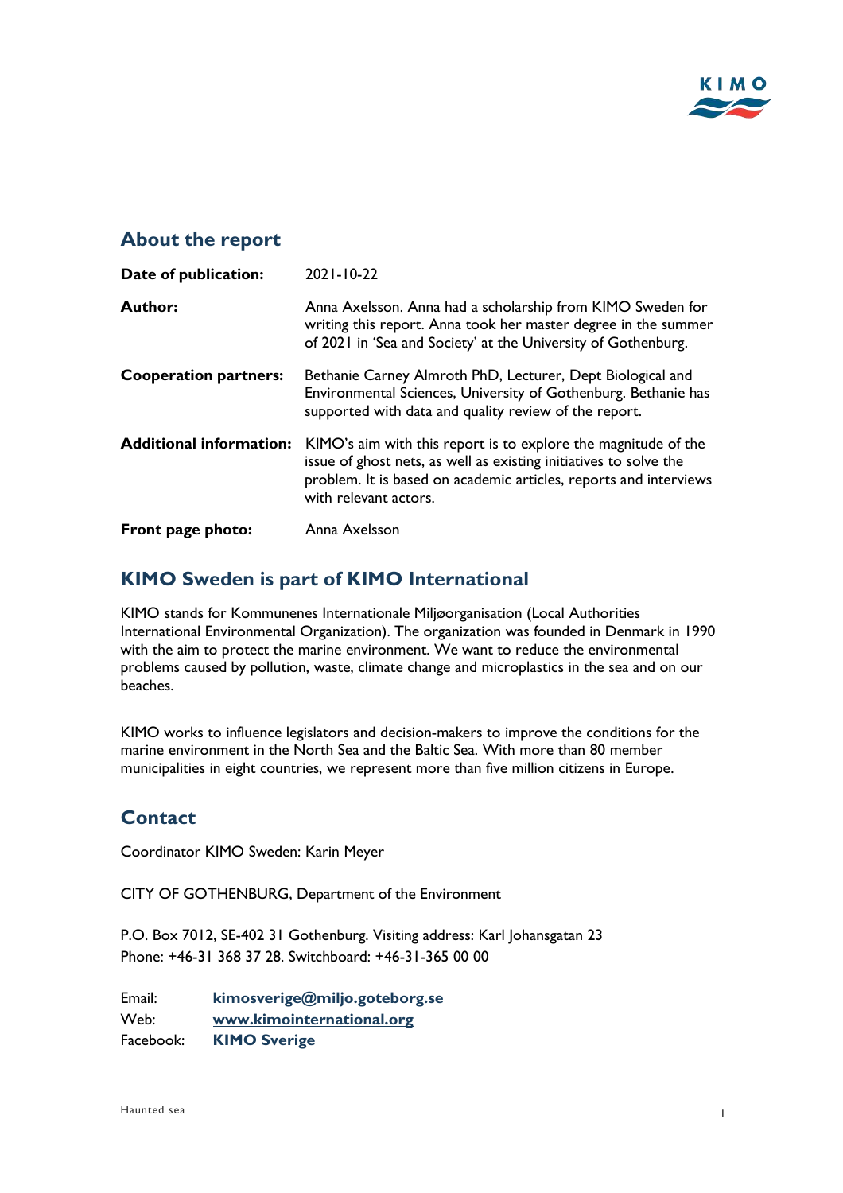## About the report

| | |
|---|---|
| **Date of publication:** | 2021-10-22 |
| **Author:** | Anna Axelsson. Anna had a scholarship from KIMO Sweden for writing this report. Anna took her master degree in the summer of 2021 in 'Sea and Society' at the University of Gothenburg. |
| **Cooperation partners:** | Bethanie Carney Almroth PhD, Lecturer, Dept Biological and Environmental Sciences, University of Gothenburg. Bethanie has supported with data and quality review of the report. |
| **Additional information:** | KIMO's aim with this report is to explore the magnitude of the issue of ghost nets, as well as existing initiatives to solve the problem. It is based on academic articles, reports and interviews with relevant actors. |
| **Front page photo:** | Anna Axelsson |

## KIMO Sweden is part of KIMO International

KIMO stands for Kommunenes Internationale Miljøorganisation (Local Authorities International Environmental Organization). The organization was founded in Denmark in 1990 with the aim to protect the marine environment. We want to reduce the environmental problems caused by pollution, waste, climate change and microplastics in the sea and on our beaches.

KIMO works to influence legislators and decision-makers to improve the conditions for the marine environment in the North Sea and the Baltic Sea. With more than 80 member municipalities in eight countries, we represent more than five million citizens in Europe.

## Contact

Coordinator KIMO Sweden: Karin Meyer

CITY OF GOTHENBURG, Department of the Environment

P.O. Box 7012, SE-402 31 Gothenburg. Visiting address: Karl Johansgatan 23
Phone: +46-31 368 37 28. Switchboard: +46-31-365 00 00

Email: **kimosverige@miljo.goteborg.se**
Web: **www.kimointernational.org**
Facebook: **KIMO Sverige**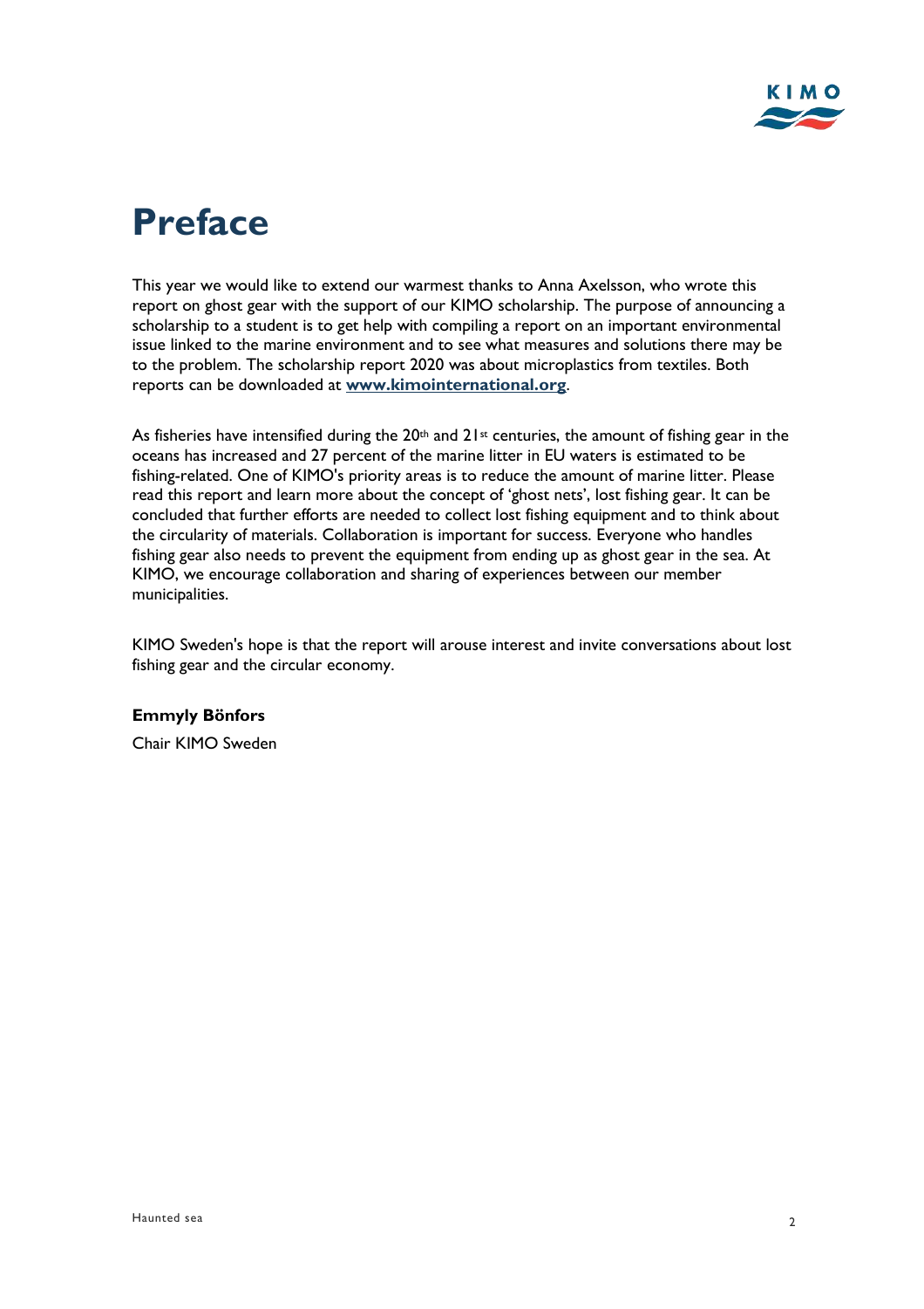# Preface

This year we would like to extend our warmest thanks to Anna Axelsson, who wrote this report on ghost gear with the support of our KIMO scholarship. The purpose of announcing a scholarship to a student is to get help with compiling a report on an important environmental issue linked to the marine environment and to see what measures and solutions there may be to the problem. The scholarship report 2020 was about microplastics from textiles. Both reports can be downloaded at **www.kimointernational.org**.

As fisheries have intensified during the 20th and 21st centuries, the amount of fishing gear in the oceans has increased and 27 percent of the marine litter in EU waters is estimated to be fishing-related. One of KIMO's priority areas is to reduce the amount of marine litter. Please read this report and learn more about the concept of 'ghost nets', lost fishing gear. It can be concluded that further efforts are needed to collect lost fishing equipment and to think about the circularity of materials. Collaboration is important for success. Everyone who handles fishing gear also needs to prevent the equipment from ending up as ghost gear in the sea. At KIMO, we encourage collaboration and sharing of experiences between our member municipalities.

KIMO Sweden's hope is that the report will arouse interest and invite conversations about lost fishing gear and the circular economy.

**Emmyly Bönfors**

Chair KIMO Sweden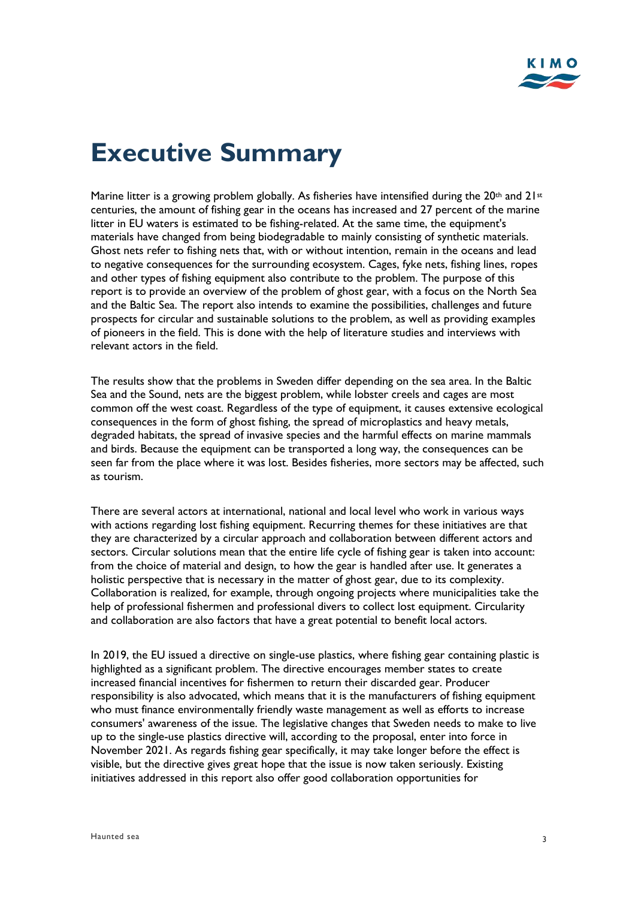# Executive Summary

Marine litter is a growing problem globally. As fisheries have intensified during the 20th and 21st centuries, the amount of fishing gear in the oceans has increased and 27 percent of the marine litter in EU waters is estimated to be fishing-related. At the same time, the equipment's materials have changed from being biodegradable to mainly consisting of synthetic materials. Ghost nets refer to fishing nets that, with or without intention, remain in the oceans and lead to negative consequences for the surrounding ecosystem. Cages, fyke nets, fishing lines, ropes and other types of fishing equipment also contribute to the problem. The purpose of this report is to provide an overview of the problem of ghost gear, with a focus on the North Sea and the Baltic Sea. The report also intends to examine the possibilities, challenges and future prospects for circular and sustainable solutions to the problem, as well as providing examples of pioneers in the field. This is done with the help of literature studies and interviews with relevant actors in the field.

The results show that the problems in Sweden differ depending on the sea area. In the Baltic Sea and the Sound, nets are the biggest problem, while lobster creels and cages are most common off the west coast. Regardless of the type of equipment, it causes extensive ecological consequences in the form of ghost fishing, the spread of microplastics and heavy metals, degraded habitats, the spread of invasive species and the harmful effects on marine mammals and birds. Because the equipment can be transported a long way, the consequences can be seen far from the place where it was lost. Besides fisheries, more sectors may be affected, such as tourism.

There are several actors at international, national and local level who work in various ways with actions regarding lost fishing equipment. Recurring themes for these initiatives are that they are characterized by a circular approach and collaboration between different actors and sectors. Circular solutions mean that the entire life cycle of fishing gear is taken into account: from the choice of material and design, to how the gear is handled after use. It generates a holistic perspective that is necessary in the matter of ghost gear, due to its complexity. Collaboration is realized, for example, through ongoing projects where municipalities take the help of professional fishermen and professional divers to collect lost equipment. Circularity and collaboration are also factors that have a great potential to benefit local actors.

In 2019, the EU issued a directive on single-use plastics, where fishing gear containing plastic is highlighted as a significant problem. The directive encourages member states to create increased financial incentives for fishermen to return their discarded gear. Producer responsibility is also advocated, which means that it is the manufacturers of fishing equipment who must finance environmentally friendly waste management as well as efforts to increase consumers' awareness of the issue. The legislative changes that Sweden needs to make to live up to the single-use plastics directive will, according to the proposal, enter into force in November 2021. As regards fishing gear specifically, it may take longer before the effect is visible, but the directive gives great hope that the issue is now taken seriously. Existing initiatives addressed in this report also offer good collaboration opportunities for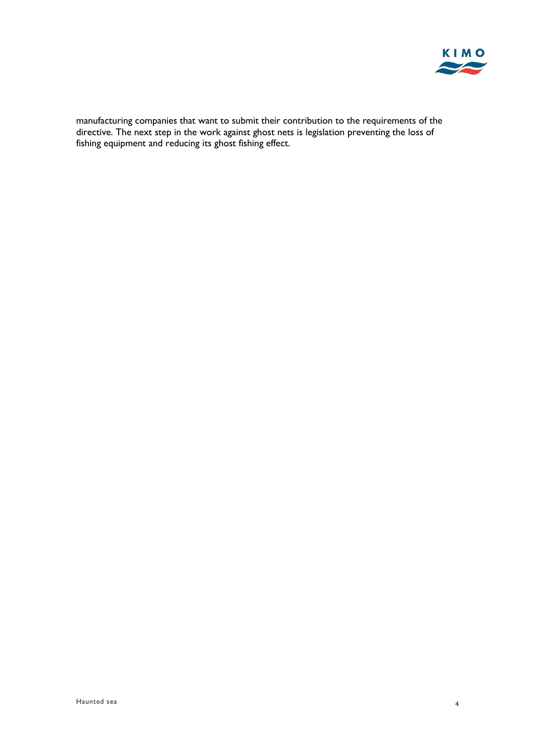manufacturing companies that want to submit their contribution to the requirements of the directive. The next step in the work against ghost nets is legislation preventing the loss of fishing equipment and reducing its ghost fishing effect.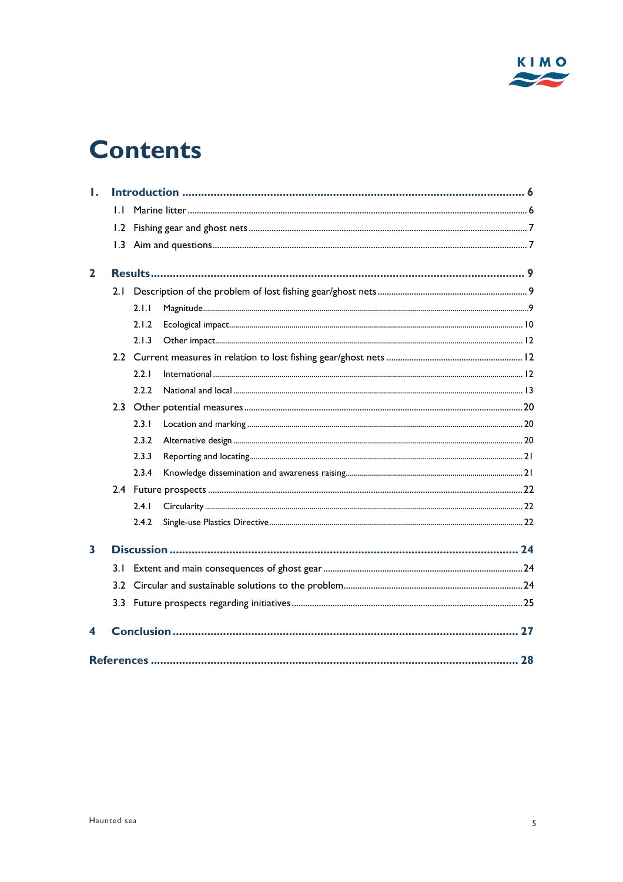# Contents

1. Introduction ..... 6
   - 1.1 Marine litter ..... 6
   - 1.2 Fishing gear and ghost nets ..... 7
   - 1.3 Aim and questions ..... 7
2. Results ..... 9
   - 2.1 Description of the problem of lost fishing gear/ghost nets ..... 9
     - 2.1.1 Magnitude ..... 9
     - 2.1.2 Ecological impact ..... 10
     - 2.1.3 Other impact ..... 12
   - 2.2 Current measures in relation to lost fishing gear/ghost nets ..... 12
     - 2.2.1 International ..... 12
     - 2.2.2 National and local ..... 13
   - 2.3 Other potential measures ..... 20
     - 2.3.1 Location and marking ..... 20
     - 2.3.2 Alternative design ..... 20
     - 2.3.3 Reporting and locating ..... 21
     - 2.3.4 Knowledge dissemination and awareness raising ..... 21
   - 2.4 Future prospects ..... 22
     - 2.4.1 Circularity ..... 22
     - 2.4.2 Single-use Plastics Directive ..... 22
3. Discussion ..... 24
   - 3.1 Extent and main consequences of ghost gear ..... 24
   - 3.2 Circular and sustainable solutions to the problem ..... 24
   - 3.3 Future prospects regarding initiatives ..... 25
4. Conclusion ..... 27

References ..... 28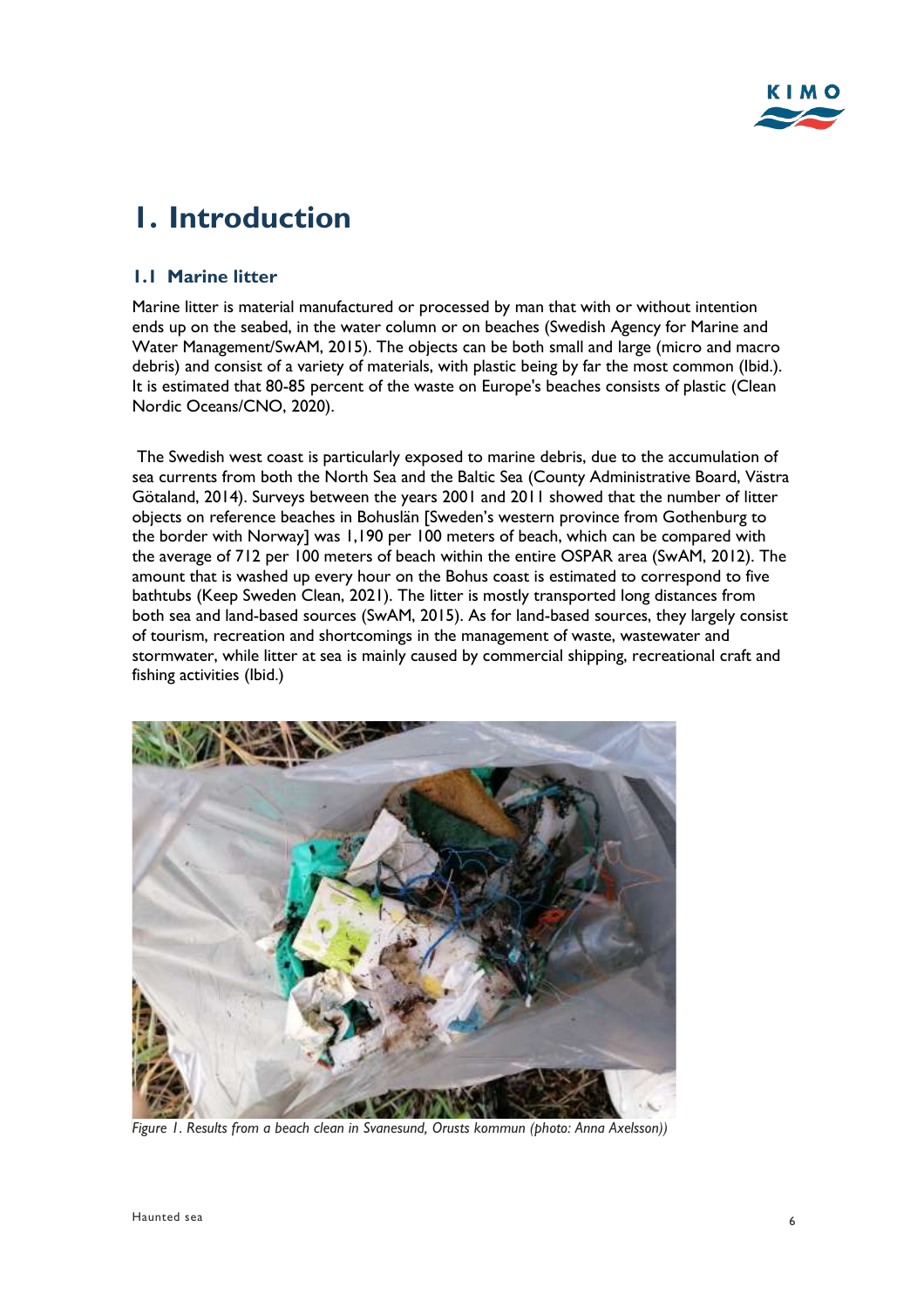# 1. Introduction

## 1.1 Marine litter

Marine litter is material manufactured or processed by man that with or without intention ends up on the seabed, in the water column or on beaches (Swedish Agency for Marine and Water Management/SwAM, 2015). The objects can be both small and large (micro and macro debris) and consist of a variety of materials, with plastic being by far the most common (Ibid.). It is estimated that 80-85 percent of the waste on Europe's beaches consists of plastic (Clean Nordic Oceans/CNO, 2020).

The Swedish west coast is particularly exposed to marine debris, due to the accumulation of sea currents from both the North Sea and the Baltic Sea (County Administrative Board, Västra Götaland, 2014). Surveys between the years 2001 and 2011 showed that the number of litter objects on reference beaches in Bohuslän [Sweden's western province from Gothenburg to the border with Norway] was 1,190 per 100 meters of beach, which can be compared with the average of 712 per 100 meters of beach within the entire OSPAR area (SwAM, 2012). The amount that is washed up every hour on the Bohus coast is estimated to correspond to five bathtubs (Keep Sweden Clean, 2021). The litter is mostly transported long distances from both sea and land-based sources (SwAM, 2015). As for land-based sources, they largely consist of tourism, recreation and shortcomings in the management of waste, wastewater and stormwater, while litter at sea is mainly caused by commercial shipping, recreational craft and fishing activities (Ibid.)

*Figure 1. Results from a beach clean in Svanesund, Orusts kommun (photo: Anna Axelsson))*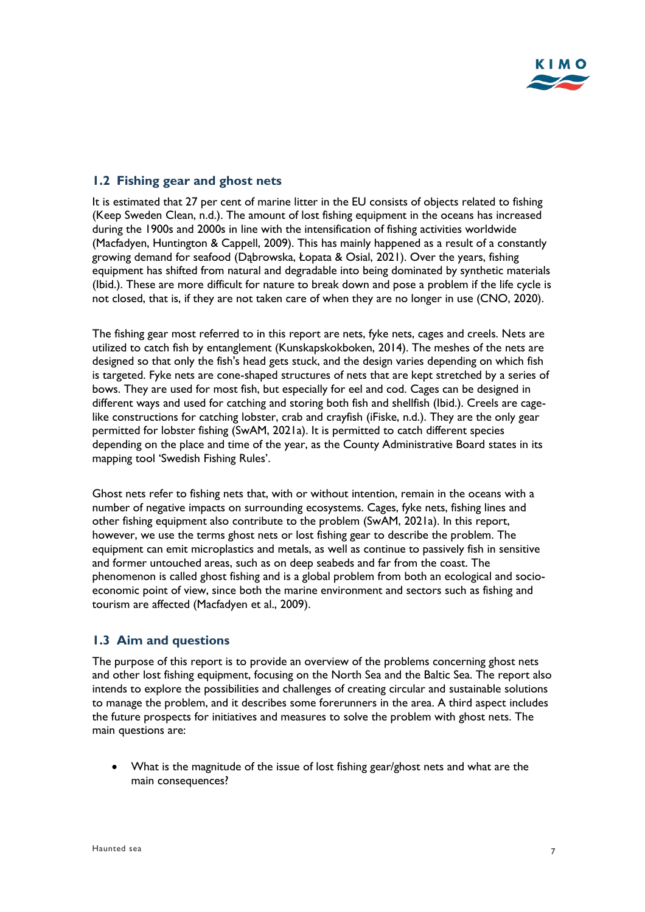## 1.2 Fishing gear and ghost nets

It is estimated that 27 per cent of marine litter in the EU consists of objects related to fishing (Keep Sweden Clean, n.d.). The amount of lost fishing equipment in the oceans has increased during the 1900s and 2000s in line with the intensification of fishing activities worldwide (Macfadyen, Huntington & Cappell, 2009). This has mainly happened as a result of a constantly growing demand for seafood (Dąbrowska, Łopata & Osial, 2021). Over the years, fishing equipment has shifted from natural and degradable into being dominated by synthetic materials (Ibid.). These are more difficult for nature to break down and pose a problem if the life cycle is not closed, that is, if they are not taken care of when they are no longer in use (CNO, 2020).

The fishing gear most referred to in this report are nets, fyke nets, cages and creels. Nets are utilized to catch fish by entanglement (Kunskapskokboken, 2014). The meshes of the nets are designed so that only the fish's head gets stuck, and the design varies depending on which fish is targeted. Fyke nets are cone-shaped structures of nets that are kept stretched by a series of bows. They are used for most fish, but especially for eel and cod. Cages can be designed in different ways and used for catching and storing both fish and shellfish (Ibid.). Creels are cage-like constructions for catching lobster, crab and crayfish (iFiske, n.d.). They are the only gear permitted for lobster fishing (SwAM, 2021a). It is permitted to catch different species depending on the place and time of the year, as the County Administrative Board states in its mapping tool 'Swedish Fishing Rules'.

Ghost nets refer to fishing nets that, with or without intention, remain in the oceans with a number of negative impacts on surrounding ecosystems. Cages, fyke nets, fishing lines and other fishing equipment also contribute to the problem (SwAM, 2021a). In this report, however, we use the terms ghost nets or lost fishing gear to describe the problem. The equipment can emit microplastics and metals, as well as continue to passively fish in sensitive and former untouched areas, such as on deep seabeds and far from the coast. The phenomenon is called ghost fishing and is a global problem from both an ecological and socio-economic point of view, since both the marine environment and sectors such as fishing and tourism are affected (Macfadyen et al., 2009).

## 1.3 Aim and questions

The purpose of this report is to provide an overview of the problems concerning ghost nets and other lost fishing equipment, focusing on the North Sea and the Baltic Sea. The report also intends to explore the possibilities and challenges of creating circular and sustainable solutions to manage the problem, and it describes some forerunners in the area. A third aspect includes the future prospects for initiatives and measures to solve the problem with ghost nets. The main questions are:

- What is the magnitude of the issue of lost fishing gear/ghost nets and what are the main consequences?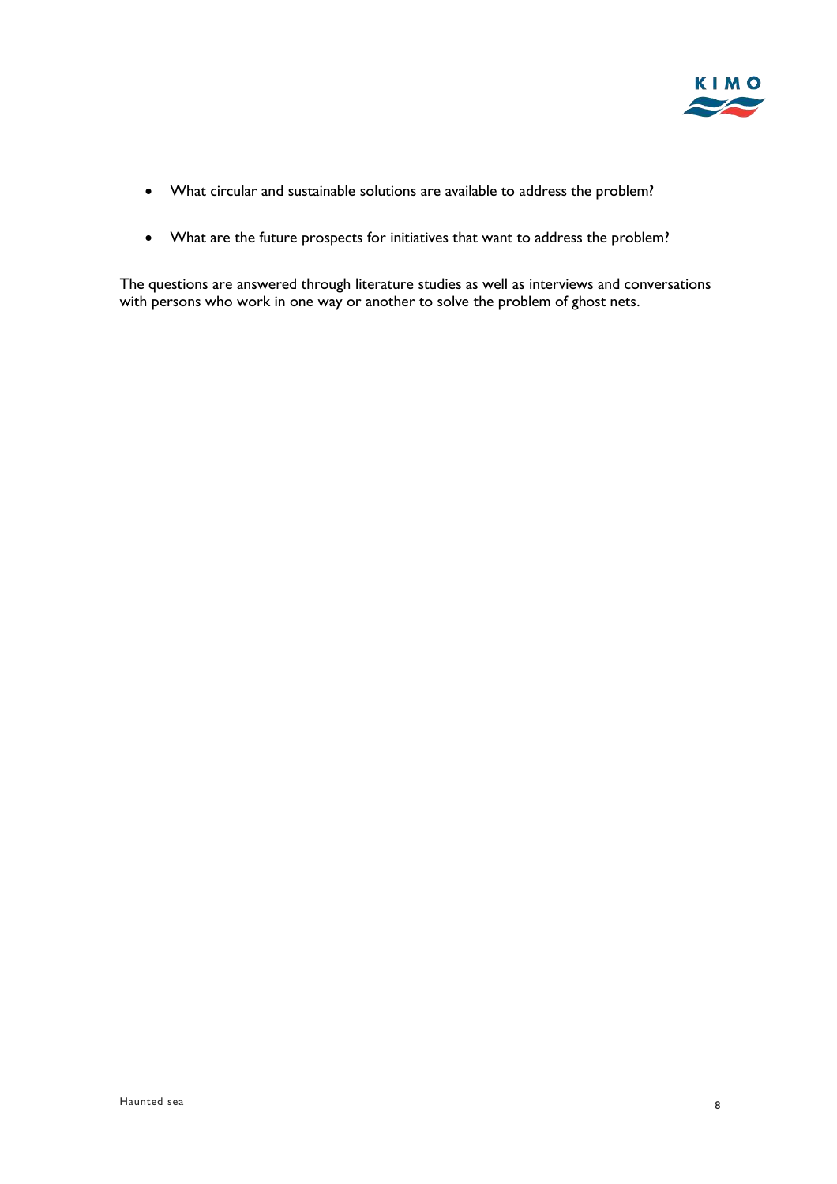- What circular and sustainable solutions are available to address the problem?

- What are the future prospects for initiatives that want to address the problem?

The questions are answered through literature studies as well as interviews and conversations with persons who work in one way or another to solve the problem of ghost nets.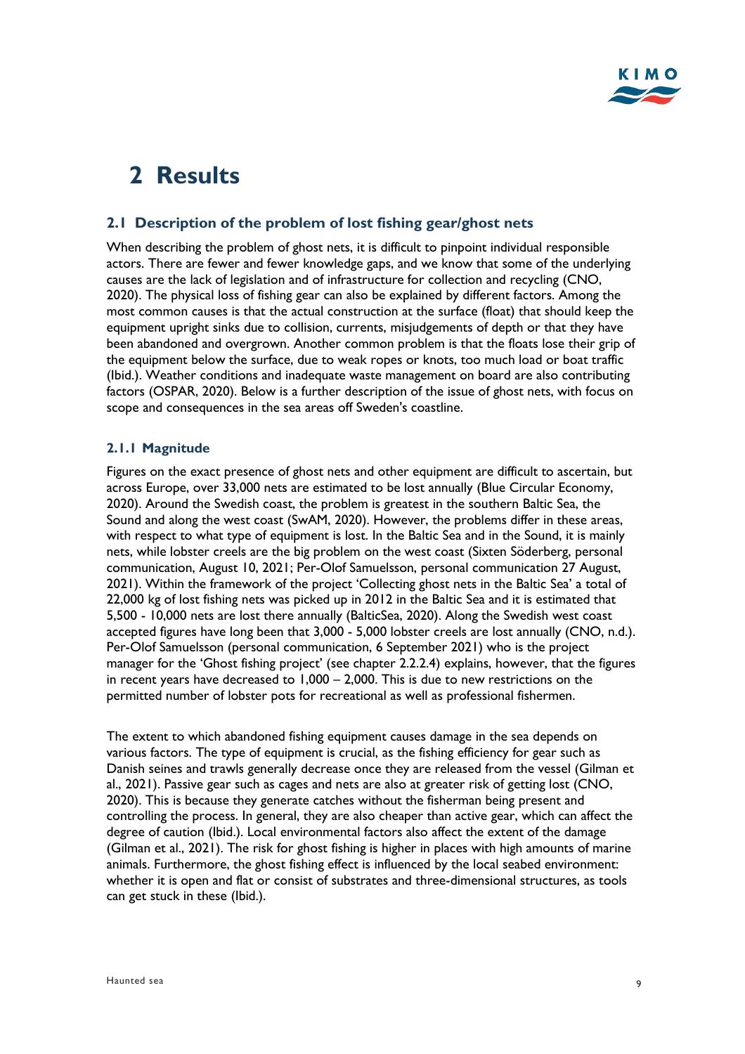# 2 Results

## 2.1 Description of the problem of lost fishing gear/ghost nets

When describing the problem of ghost nets, it is difficult to pinpoint individual responsible actors. There are fewer and fewer knowledge gaps, and we know that some of the underlying causes are the lack of legislation and of infrastructure for collection and recycling (CNO, 2020). The physical loss of fishing gear can also be explained by different factors. Among the most common causes is that the actual construction at the surface (float) that should keep the equipment upright sinks due to collision, currents, misjudgements of depth or that they have been abandoned and overgrown. Another common problem is that the floats lose their grip of the equipment below the surface, due to weak ropes or knots, too much load or boat traffic (Ibid.). Weather conditions and inadequate waste management on board are also contributing factors (OSPAR, 2020). Below is a further description of the issue of ghost nets, with focus on scope and consequences in the sea areas off Sweden's coastline.

### 2.1.1 Magnitude

Figures on the exact presence of ghost nets and other equipment are difficult to ascertain, but across Europe, over 33,000 nets are estimated to be lost annually (Blue Circular Economy, 2020). Around the Swedish coast, the problem is greatest in the southern Baltic Sea, the Sound and along the west coast (SwAM, 2020). However, the problems differ in these areas, with respect to what type of equipment is lost. In the Baltic Sea and in the Sound, it is mainly nets, while lobster creels are the big problem on the west coast (Sixten Söderberg, personal communication, August 10, 2021; Per-Olof Samuelsson, personal communication 27 August, 2021). Within the framework of the project 'Collecting ghost nets in the Baltic Sea' a total of 22,000 kg of lost fishing nets was picked up in 2012 in the Baltic Sea and it is estimated that 5,500 - 10,000 nets are lost there annually (BalticSea, 2020). Along the Swedish west coast accepted figures have long been that 3,000 - 5,000 lobster creels are lost annually (CNO, n.d.). Per-Olof Samuelsson (personal communication, 6 September 2021) who is the project manager for the 'Ghost fishing project' (see chapter 2.2.2.4) explains, however, that the figures in recent years have decreased to 1,000 – 2,000. This is due to new restrictions on the permitted number of lobster pots for recreational as well as professional fishermen.

The extent to which abandoned fishing equipment causes damage in the sea depends on various factors. The type of equipment is crucial, as the fishing efficiency for gear such as Danish seines and trawls generally decrease once they are released from the vessel (Gilman et al., 2021). Passive gear such as cages and nets are also at greater risk of getting lost (CNO, 2020). This is because they generate catches without the fisherman being present and controlling the process. In general, they are also cheaper than active gear, which can affect the degree of caution (Ibid.). Local environmental factors also affect the extent of the damage (Gilman et al., 2021). The risk for ghost fishing is higher in places with high amounts of marine animals. Furthermore, the ghost fishing effect is influenced by the local seabed environment: whether it is open and flat or consist of substrates and three-dimensional structures, as tools can get stuck in these (Ibid.).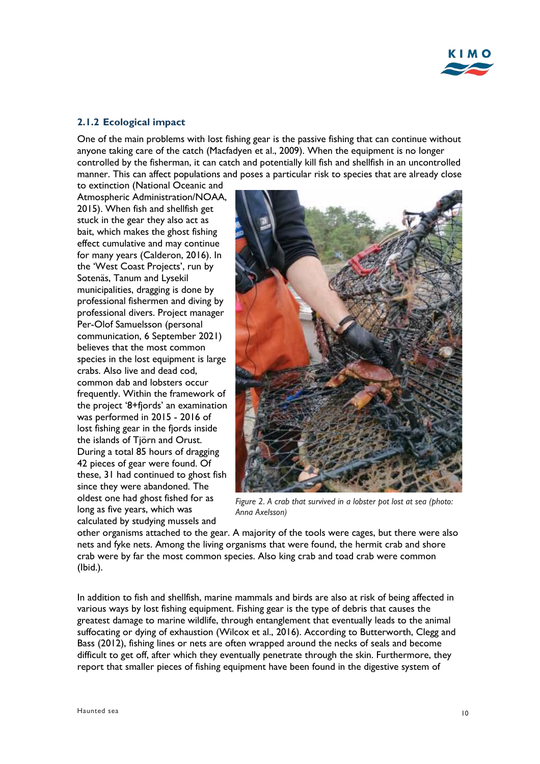### 2.1.2 Ecological impact

One of the main problems with lost fishing gear is the passive fishing that can continue without anyone taking care of the catch (Macfadyen et al., 2009). When the equipment is no longer controlled by the fisherman, it can catch and potentially kill fish and shellfish in an uncontrolled manner. This can affect populations and poses a particular risk to species that are already close to extinction (National Oceanic and Atmospheric Administration/NOAA, 2015). When fish and shellfish get stuck in the gear they also act as bait, which makes the ghost fishing effect cumulative and may continue for many years (Calderon, 2016). In the 'West Coast Projects', run by Sotenäs, Tanum and Lysekil municipalities, dragging is done by professional fishermen and diving by professional divers. Project manager Per-Olof Samuelsson (personal communication, 6 September 2021) believes that the most common species in the lost equipment is large crabs. Also live and dead cod, common dab and lobsters occur frequently. Within the framework of the project '8+fjords' an examination was performed in 2015 - 2016 of lost fishing gear in the fjords inside the islands of Tjörn and Orust. During a total 85 hours of dragging 42 pieces of gear were found. Of these, 31 had continued to ghost fish since they were abandoned. The oldest one had ghost fished for as long as five years, which was calculated by studying mussels and other organisms attached to the gear. A majority of the tools were cages, but there were also nets and fyke nets. Among the living organisms that were found, the hermit crab and shore crab were by far the most common species. Also king crab and toad crab were common (Ibid.).

*Figure 2. A crab that survived in a lobster pot lost at sea (photo: Anna Axelsson)*

In addition to fish and shellfish, marine mammals and birds are also at risk of being affected in various ways by lost fishing equipment. Fishing gear is the type of debris that causes the greatest damage to marine wildlife, through entanglement that eventually leads to the animal suffocating or dying of exhaustion (Wilcox et al., 2016). According to Butterworth, Clegg and Bass (2012), fishing lines or nets are often wrapped around the necks of seals and become difficult to get off, after which they eventually penetrate through the skin. Furthermore, they report that smaller pieces of fishing equipment have been found in the digestive system of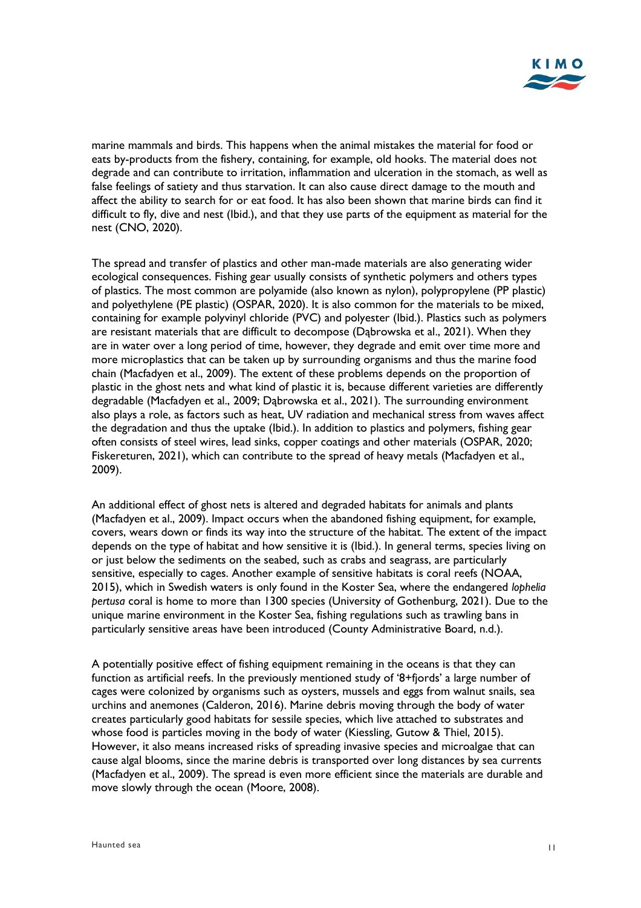marine mammals and birds. This happens when the animal mistakes the material for food or eats by-products from the fishery, containing, for example, old hooks. The material does not degrade and can contribute to irritation, inflammation and ulceration in the stomach, as well as false feelings of satiety and thus starvation. It can also cause direct damage to the mouth and affect the ability to search for or eat food. It has also been shown that marine birds can find it difficult to fly, dive and nest (Ibid.), and that they use parts of the equipment as material for the nest (CNO, 2020).

The spread and transfer of plastics and other man-made materials are also generating wider ecological consequences. Fishing gear usually consists of synthetic polymers and others types of plastics. The most common are polyamide (also known as nylon), polypropylene (PP plastic) and polyethylene (PE plastic) (OSPAR, 2020). It is also common for the materials to be mixed, containing for example polyvinyl chloride (PVC) and polyester (Ibid.). Plastics such as polymers are resistant materials that are difficult to decompose (Dąbrowska et al., 2021). When they are in water over a long period of time, however, they degrade and emit over time more and more microplastics that can be taken up by surrounding organisms and thus the marine food chain (Macfadyen et al., 2009). The extent of these problems depends on the proportion of plastic in the ghost nets and what kind of plastic it is, because different varieties are differently degradable (Macfadyen et al., 2009; Dąbrowska et al., 2021). The surrounding environment also plays a role, as factors such as heat, UV radiation and mechanical stress from waves affect the degradation and thus the uptake (Ibid.). In addition to plastics and polymers, fishing gear often consists of steel wires, lead sinks, copper coatings and other materials (OSPAR, 2020; Fiskereturen, 2021), which can contribute to the spread of heavy metals (Macfadyen et al., 2009).

An additional effect of ghost nets is altered and degraded habitats for animals and plants (Macfadyen et al., 2009). Impact occurs when the abandoned fishing equipment, for example, covers, wears down or finds its way into the structure of the habitat. The extent of the impact depends on the type of habitat and how sensitive it is (Ibid.). In general terms, species living on or just below the sediments on the seabed, such as crabs and seagrass, are particularly sensitive, especially to cages. Another example of sensitive habitats is coral reefs (NOAA, 2015), which in Swedish waters is only found in the Koster Sea, where the endangered *lophelia pertusa* coral is home to more than 1300 species (University of Gothenburg, 2021). Due to the unique marine environment in the Koster Sea, fishing regulations such as trawling bans in particularly sensitive areas have been introduced (County Administrative Board, n.d.).

A potentially positive effect of fishing equipment remaining in the oceans is that they can function as artificial reefs. In the previously mentioned study of '8+fjords' a large number of cages were colonized by organisms such as oysters, mussels and eggs from walnut snails, sea urchins and anemones (Calderon, 2016). Marine debris moving through the body of water creates particularly good habitats for sessile species, which live attached to substrates and whose food is particles moving in the body of water (Kiessling, Gutow & Thiel, 2015). However, it also means increased risks of spreading invasive species and microalgae that can cause algal blooms, since the marine debris is transported over long distances by sea currents (Macfadyen et al., 2009). The spread is even more efficient since the materials are durable and move slowly through the ocean (Moore, 2008).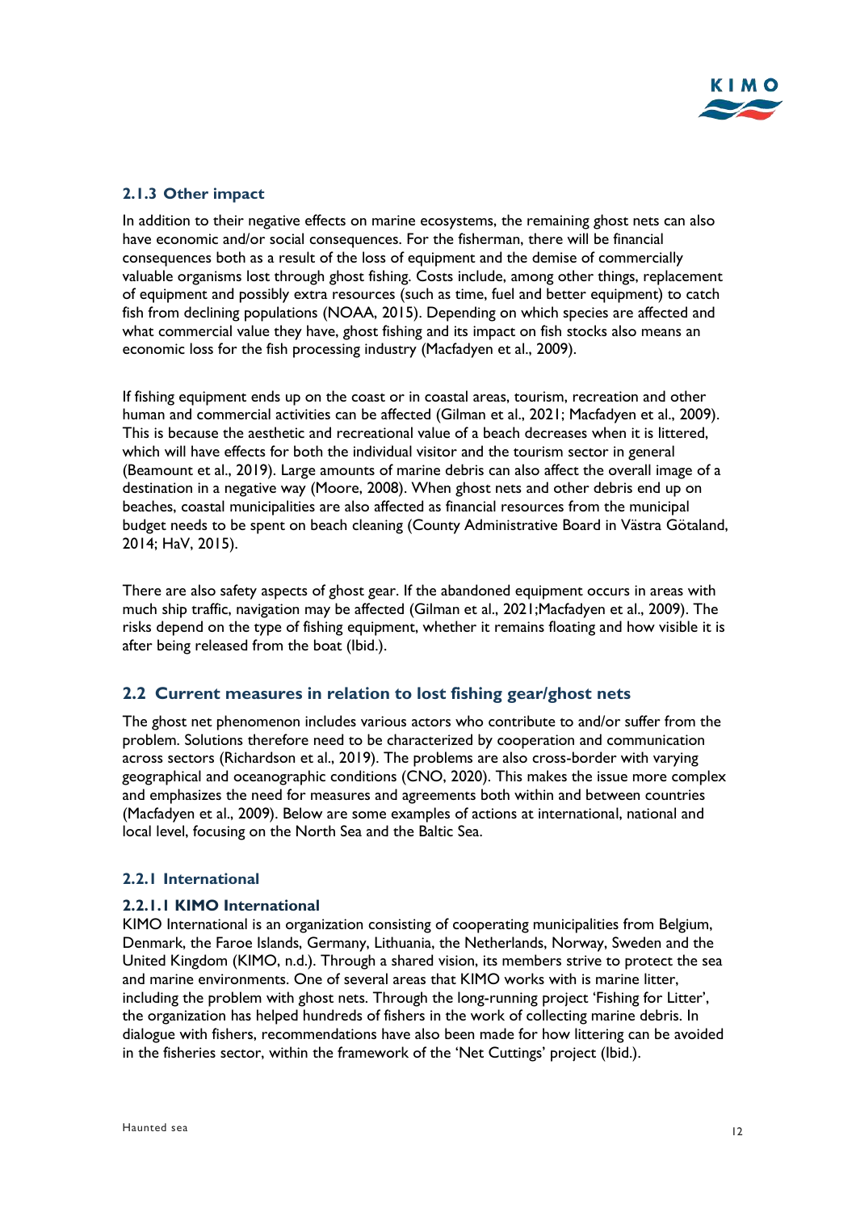### 2.1.3 Other impact

In addition to their negative effects on marine ecosystems, the remaining ghost nets can also have economic and/or social consequences. For the fisherman, there will be financial consequences both as a result of the loss of equipment and the demise of commercially valuable organisms lost through ghost fishing. Costs include, among other things, replacement of equipment and possibly extra resources (such as time, fuel and better equipment) to catch fish from declining populations (NOAA, 2015). Depending on which species are affected and what commercial value they have, ghost fishing and its impact on fish stocks also means an economic loss for the fish processing industry (Macfadyen et al., 2009).

If fishing equipment ends up on the coast or in coastal areas, tourism, recreation and other human and commercial activities can be affected (Gilman et al., 2021; Macfadyen et al., 2009). This is because the aesthetic and recreational value of a beach decreases when it is littered, which will have effects for both the individual visitor and the tourism sector in general (Beamount et al., 2019). Large amounts of marine debris can also affect the overall image of a destination in a negative way (Moore, 2008). When ghost nets and other debris end up on beaches, coastal municipalities are also affected as financial resources from the municipal budget needs to be spent on beach cleaning (County Administrative Board in Västra Götaland, 2014; HaV, 2015).

There are also safety aspects of ghost gear. If the abandoned equipment occurs in areas with much ship traffic, navigation may be affected (Gilman et al., 2021;Macfadyen et al., 2009). The risks depend on the type of fishing equipment, whether it remains floating and how visible it is after being released from the boat (Ibid.).

## 2.2 Current measures in relation to lost fishing gear/ghost nets

The ghost net phenomenon includes various actors who contribute to and/or suffer from the problem. Solutions therefore need to be characterized by cooperation and communication across sectors (Richardson et al., 2019). The problems are also cross-border with varying geographical and oceanographic conditions (CNO, 2020). This makes the issue more complex and emphasizes the need for measures and agreements both within and between countries (Macfadyen et al., 2009). Below are some examples of actions at international, national and local level, focusing on the North Sea and the Baltic Sea.

### 2.2.1 International

#### 2.2.1.1 KIMO International

KIMO International is an organization consisting of cooperating municipalities from Belgium, Denmark, the Faroe Islands, Germany, Lithuania, the Netherlands, Norway, Sweden and the United Kingdom (KIMO, n.d.). Through a shared vision, its members strive to protect the sea and marine environments. One of several areas that KIMO works with is marine litter, including the problem with ghost nets. Through the long-running project 'Fishing for Litter', the organization has helped hundreds of fishers in the work of collecting marine debris. In dialogue with fishers, recommendations have also been made for how littering can be avoided in the fisheries sector, within the framework of the 'Net Cuttings' project (Ibid.).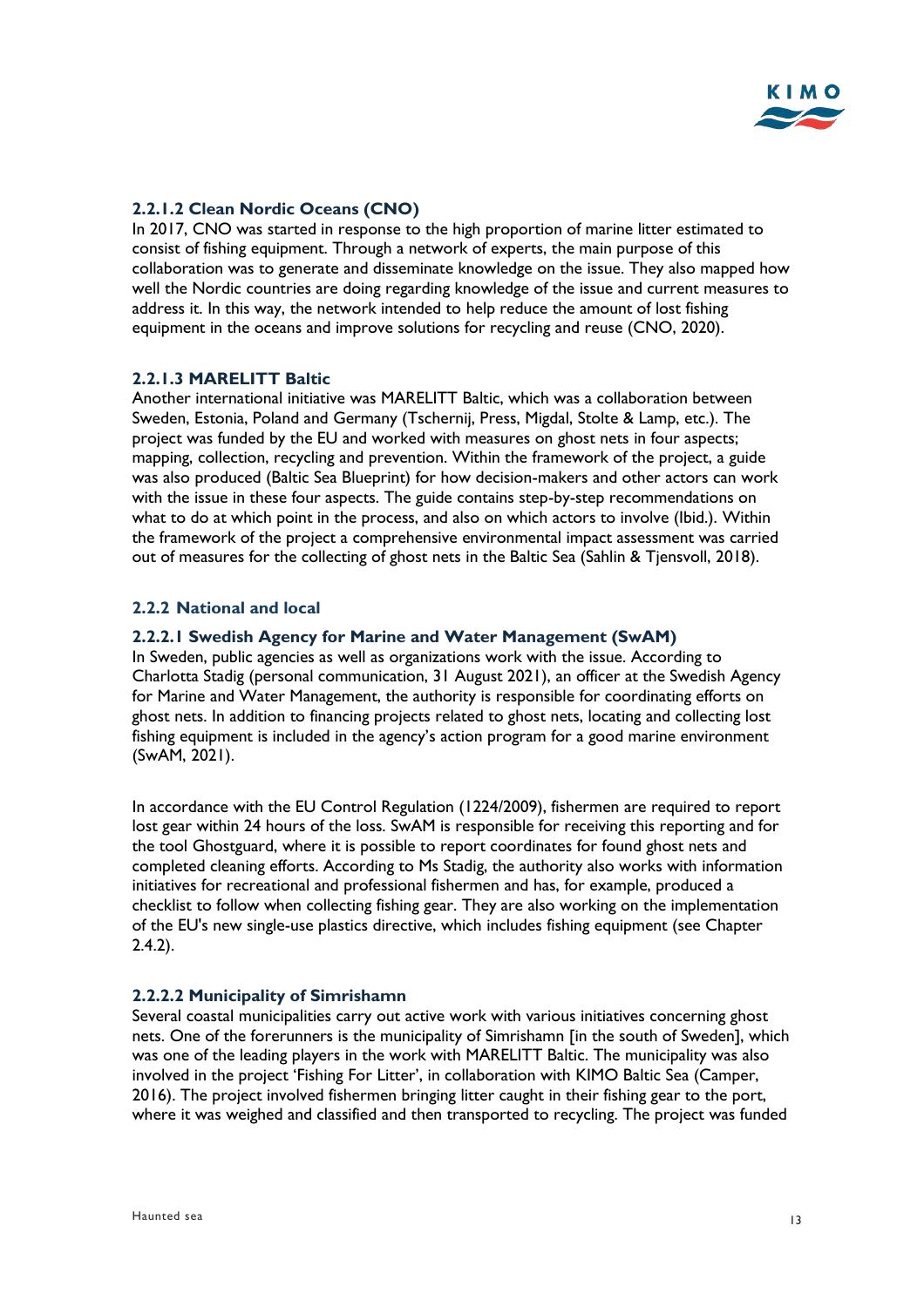#### 2.2.1.2 Clean Nordic Oceans (CNO)

In 2017, CNO was started in response to the high proportion of marine litter estimated to consist of fishing equipment. Through a network of experts, the main purpose of this collaboration was to generate and disseminate knowledge on the issue. They also mapped how well the Nordic countries are doing regarding knowledge of the issue and current measures to address it. In this way, the network intended to help reduce the amount of lost fishing equipment in the oceans and improve solutions for recycling and reuse (CNO, 2020).

#### 2.2.1.3 MARELITT Baltic

Another international initiative was MARELITT Baltic, which was a collaboration between Sweden, Estonia, Poland and Germany (Tschernij, Press, Migdal, Stolte & Lamp, etc.). The project was funded by the EU and worked with measures on ghost nets in four aspects; mapping, collection, recycling and prevention. Within the framework of the project, a guide was also produced (Baltic Sea Blueprint) for how decision-makers and other actors can work with the issue in these four aspects. The guide contains step-by-step recommendations on what to do at which point in the process, and also on which actors to involve (Ibid.). Within the framework of the project a comprehensive environmental impact assessment was carried out of measures for the collecting of ghost nets in the Baltic Sea (Sahlin & Tjensvoll, 2018).

### 2.2.2 National and local

#### 2.2.2.1 Swedish Agency for Marine and Water Management (SwAM)

In Sweden, public agencies as well as organizations work with the issue. According to Charlotta Stadig (personal communication, 31 August 2021), an officer at the Swedish Agency for Marine and Water Management, the authority is responsible for coordinating efforts on ghost nets. In addition to financing projects related to ghost nets, locating and collecting lost fishing equipment is included in the agency's action program for a good marine environment (SwAM, 2021).

In accordance with the EU Control Regulation (1224/2009), fishermen are required to report lost gear within 24 hours of the loss. SwAM is responsible for receiving this reporting and for the tool Ghostguard, where it is possible to report coordinates for found ghost nets and completed cleaning efforts. According to Ms Stadig, the authority also works with information initiatives for recreational and professional fishermen and has, for example, produced a checklist to follow when collecting fishing gear. They are also working on the implementation of the EU's new single-use plastics directive, which includes fishing equipment (see Chapter 2.4.2).

#### 2.2.2.2 Municipality of Simrishamn

Several coastal municipalities carry out active work with various initiatives concerning ghost nets. One of the forerunners is the municipality of Simrishamn [in the south of Sweden], which was one of the leading players in the work with MARELITT Baltic. The municipality was also involved in the project 'Fishing For Litter', in collaboration with KIMO Baltic Sea (Camper, 2016). The project involved fishermen bringing litter caught in their fishing gear to the port, where it was weighed and classified and then transported to recycling. The project was funded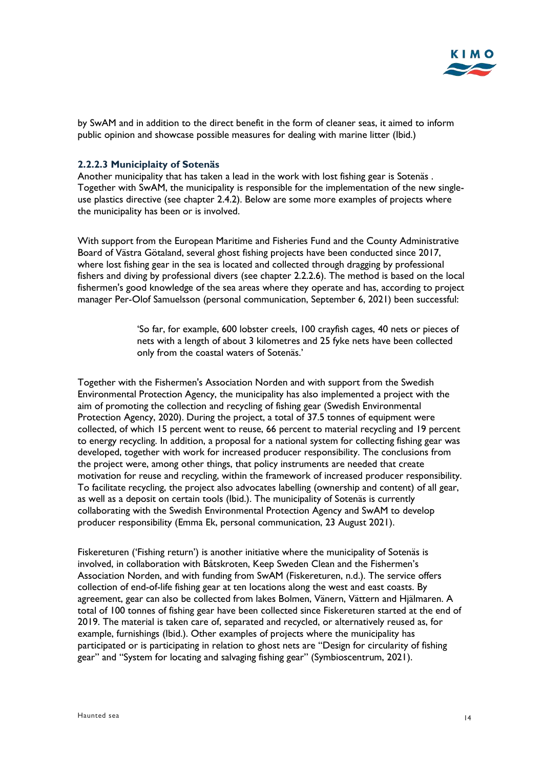by SwAM and in addition to the direct benefit in the form of cleaner seas, it aimed to inform public opinion and showcase possible measures for dealing with marine litter (Ibid.)

#### 2.2.2.3 Municiplaity of Sotenäs

Another municipality that has taken a lead in the work with lost fishing gear is Sotenäs . Together with SwAM, the municipality is responsible for the implementation of the new single-use plastics directive (see chapter 2.4.2). Below are some more examples of projects where the municipality has been or is involved.

With support from the European Maritime and Fisheries Fund and the County Administrative Board of Västra Götaland, several ghost fishing projects have been conducted since 2017, where lost fishing gear in the sea is located and collected through dragging by professional fishers and diving by professional divers (see chapter 2.2.2.6). The method is based on the local fishermen's good knowledge of the sea areas where they operate and has, according to project manager Per-Olof Samuelsson (personal communication, September 6, 2021) been successful:

> 'So far, for example, 600 lobster creels, 100 crayfish cages, 40 nets or pieces of nets with a length of about 3 kilometres and 25 fyke nets have been collected only from the coastal waters of Sotenäs.'

Together with the Fishermen's Association Norden and with support from the Swedish Environmental Protection Agency, the municipality has also implemented a project with the aim of promoting the collection and recycling of fishing gear (Swedish Environmental Protection Agency, 2020). During the project, a total of 37.5 tonnes of equipment were collected, of which 15 percent went to reuse, 66 percent to material recycling and 19 percent to energy recycling. In addition, a proposal for a national system for collecting fishing gear was developed, together with work for increased producer responsibility. The conclusions from the project were, among other things, that policy instruments are needed that create motivation for reuse and recycling, within the framework of increased producer responsibility. To facilitate recycling, the project also advocates labelling (ownership and content) of all gear, as well as a deposit on certain tools (Ibid.). The municipality of Sotenäs is currently collaborating with the Swedish Environmental Protection Agency and SwAM to develop producer responsibility (Emma Ek, personal communication, 23 August 2021).

Fiskereturen ('Fishing return') is another initiative where the municipality of Sotenäs is involved, in collaboration with Båtskroten, Keep Sweden Clean and the Fishermen's Association Norden, and with funding from SwAM (Fiskereturen, n.d.). The service offers collection of end-of-life fishing gear at ten locations along the west and east coasts. By agreement, gear can also be collected from lakes Bolmen, Vänern, Vättern and Hjälmaren. A total of 100 tonnes of fishing gear have been collected since Fiskereturen started at the end of 2019. The material is taken care of, separated and recycled, or alternatively reused as, for example, furnishings (Ibid.). Other examples of projects where the municipality has participated or is participating in relation to ghost nets are "Design for circularity of fishing gear" and "System for locating and salvaging fishing gear" (Symbioscentrum, 2021).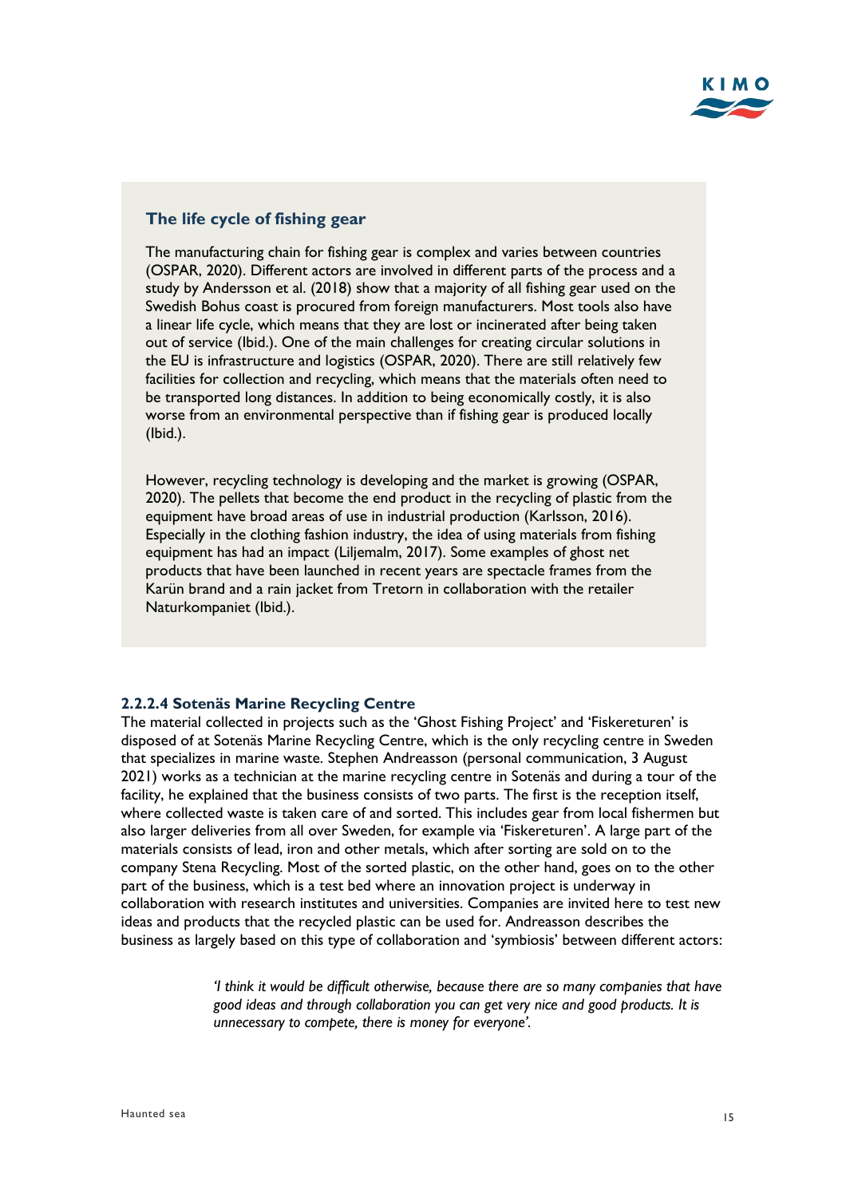### The life cycle of fishing gear

The manufacturing chain for fishing gear is complex and varies between countries (OSPAR, 2020). Different actors are involved in different parts of the process and a study by Andersson et al. (2018) show that a majority of all fishing gear used on the Swedish Bohus coast is procured from foreign manufacturers. Most tools also have a linear life cycle, which means that they are lost or incinerated after being taken out of service (Ibid.). One of the main challenges for creating circular solutions in the EU is infrastructure and logistics (OSPAR, 2020). There are still relatively few facilities for collection and recycling, which means that the materials often need to be transported long distances. In addition to being economically costly, it is also worse from an environmental perspective than if fishing gear is produced locally (Ibid.).

However, recycling technology is developing and the market is growing (OSPAR, 2020). The pellets that become the end product in the recycling of plastic from the equipment have broad areas of use in industrial production (Karlsson, 2016). Especially in the clothing fashion industry, the idea of using materials from fishing equipment has had an impact (Liljemalm, 2017). Some examples of ghost net products that have been launched in recent years are spectacle frames from the Karün brand and a rain jacket from Tretorn in collaboration with the retailer Naturkompaniet (Ibid.).

#### 2.2.2.4 Sotenäs Marine Recycling Centre

The material collected in projects such as the 'Ghost Fishing Project' and 'Fiskereturen' is disposed of at Sotenäs Marine Recycling Centre, which is the only recycling centre in Sweden that specializes in marine waste. Stephen Andreasson (personal communication, 3 August 2021) works as a technician at the marine recycling centre in Sotenäs and during a tour of the facility, he explained that the business consists of two parts. The first is the reception itself, where collected waste is taken care of and sorted. This includes gear from local fishermen but also larger deliveries from all over Sweden, for example via 'Fiskereturen'. A large part of the materials consists of lead, iron and other metals, which after sorting are sold on to the company Stena Recycling. Most of the sorted plastic, on the other hand, goes on to the other part of the business, which is a test bed where an innovation project is underway in collaboration with research institutes and universities. Companies are invited here to test new ideas and products that the recycled plastic can be used for. Andreasson describes the business as largely based on this type of collaboration and 'symbiosis' between different actors:

> *'I think it would be difficult otherwise, because there are so many companies that have good ideas and through collaboration you can get very nice and good products. It is unnecessary to compete, there is money for everyone'.*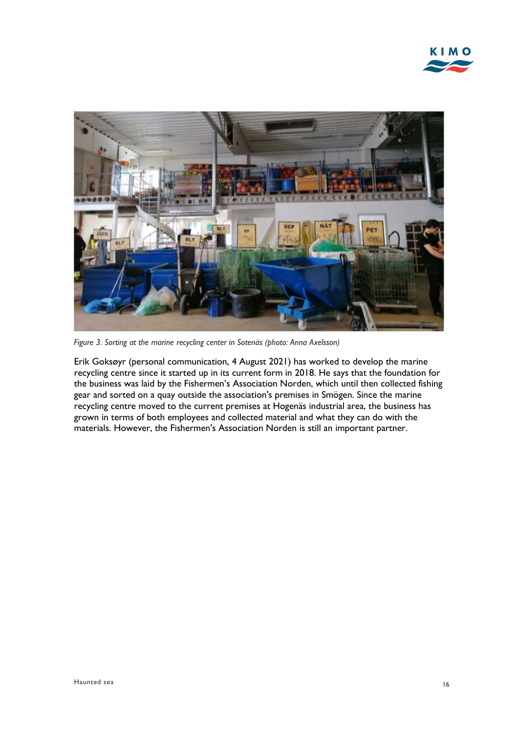*Figure 3. Sorting at the marine recycling center in Sotenäs (photo: Anna Axelsson)*

Erik Goksøyr (personal communication, 4 August 2021) has worked to develop the marine recycling centre since it started up in its current form in 2018. He says that the foundation for the business was laid by the Fishermen's Association Norden, which until then collected fishing gear and sorted on a quay outside the association's premises in Smögen. Since the marine recycling centre moved to the current premises at Hogenäs industrial area, the business has grown in terms of both employees and collected material and what they can do with the materials. However, the Fishermen's Association Norden is still an important partner.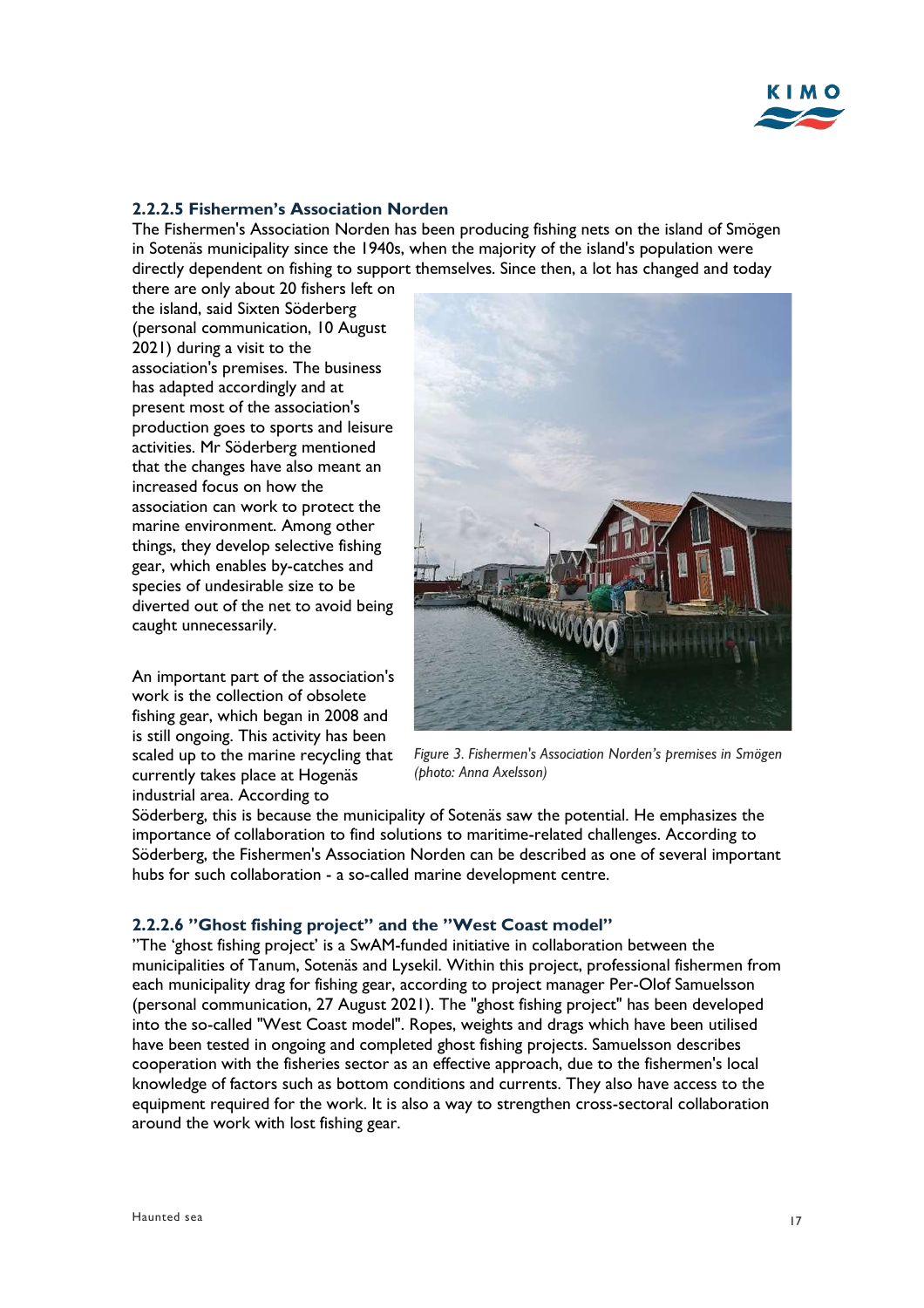### 2.2.2.5 Fishermen's Association Norden

The Fishermen's Association Norden has been producing fishing nets on the island of Smögen in Sotenäs municipality since the 1940s, when the majority of the island's population were directly dependent on fishing to support themselves. Since then, a lot has changed and today there are only about 20 fishers left on the island, said Sixten Söderberg (personal communication, 10 August 2021) during a visit to the association's premises. The business has adapted accordingly and at present most of the association's production goes to sports and leisure activities. Mr Söderberg mentioned that the changes have also meant an increased focus on how the association can work to protect the marine environment. Among other things, they develop selective fishing gear, which enables by-catches and species of undesirable size to be diverted out of the net to avoid being caught unnecessarily.

*Figure 3. Fishermen's Association Norden's premises in Smögen (photo: Anna Axelsson)*

An important part of the association's work is the collection of obsolete fishing gear, which began in 2008 and is still ongoing. This activity has been scaled up to the marine recycling that currently takes place at Hogenäs industrial area. According to Söderberg, this is because the municipality of Sotenäs saw the potential. He emphasizes the importance of collaboration to find solutions to maritime-related challenges. According to Söderberg, the Fishermen's Association Norden can be described as one of several important hubs for such collaboration - a so-called marine development centre.

### 2.2.2.6 "Ghost fishing project" and the "West Coast model"

"The 'ghost fishing project' is a SwAM-funded initiative in collaboration between the municipalities of Tanum, Sotenäs and Lysekil. Within this project, professional fishermen from each municipality drag for fishing gear, according to project manager Per-Olof Samuelsson (personal communication, 27 August 2021). The "ghost fishing project" has been developed into the so-called "West Coast model". Ropes, weights and drags which have been utilised have been tested in ongoing and completed ghost fishing projects. Samuelsson describes cooperation with the fisheries sector as an effective approach, due to the fishermen's local knowledge of factors such as bottom conditions and currents. They also have access to the equipment required for the work. It is also a way to strengthen cross-sectoral collaboration around the work with lost fishing gear.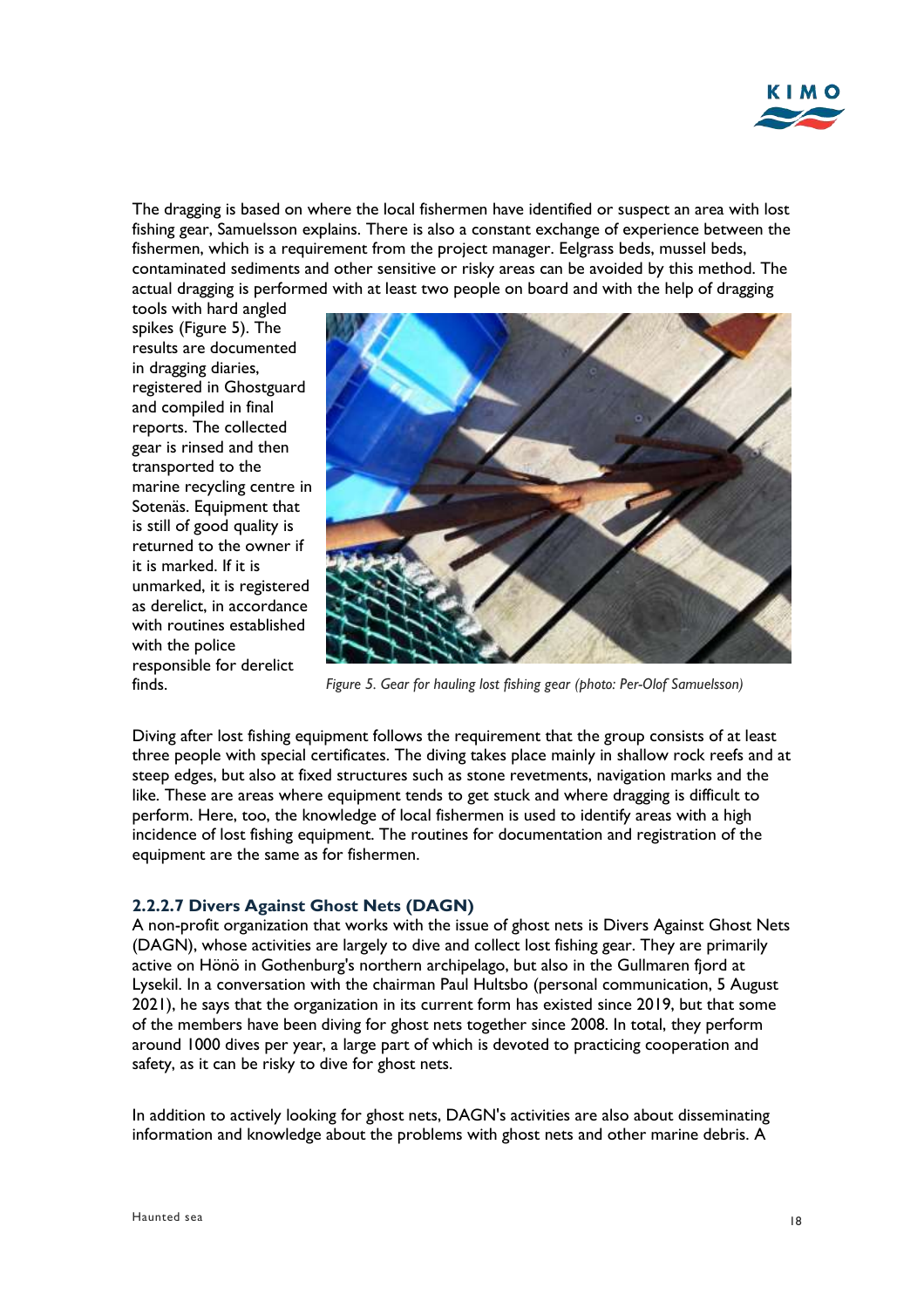The dragging is based on where the local fishermen have identified or suspect an area with lost fishing gear, Samuelsson explains. There is also a constant exchange of experience between the fishermen, which is a requirement from the project manager. Eelgrass beds, mussel beds, contaminated sediments and other sensitive or risky areas can be avoided by this method. The actual dragging is performed with at least two people on board and with the help of dragging tools with hard angled spikes (Figure 5). The results are documented in dragging diaries, registered in Ghostguard and compiled in final reports. The collected gear is rinsed and then transported to the marine recycling centre in Sotenäs. Equipment that is still of good quality is returned to the owner if it is marked. If it is unmarked, it is registered as derelict, in accordance with routines established with the police responsible for derelict finds.

*Figure 5. Gear for hauling lost fishing gear (photo: Per-Olof Samuelsson)*

Diving after lost fishing equipment follows the requirement that the group consists of at least three people with special certificates. The diving takes place mainly in shallow rock reefs and at steep edges, but also at fixed structures such as stone revetments, navigation marks and the like. These are areas where equipment tends to get stuck and where dragging is difficult to perform. Here, too, the knowledge of local fishermen is used to identify areas with a high incidence of lost fishing equipment. The routines for documentation and registration of the equipment are the same as for fishermen.

#### 2.2.2.7 Divers Against Ghost Nets (DAGN)

A non-profit organization that works with the issue of ghost nets is Divers Against Ghost Nets (DAGN), whose activities are largely to dive and collect lost fishing gear. They are primarily active on Hönö in Gothenburg's northern archipelago, but also in the Gullmaren fjord at Lysekil. In a conversation with the chairman Paul Hultsbo (personal communication, 5 August 2021), he says that the organization in its current form has existed since 2019, but that some of the members have been diving for ghost nets together since 2008. In total, they perform around 1000 dives per year, a large part of which is devoted to practicing cooperation and safety, as it can be risky to dive for ghost nets.

In addition to actively looking for ghost nets, DAGN's activities are also about disseminating information and knowledge about the problems with ghost nets and other marine debris. A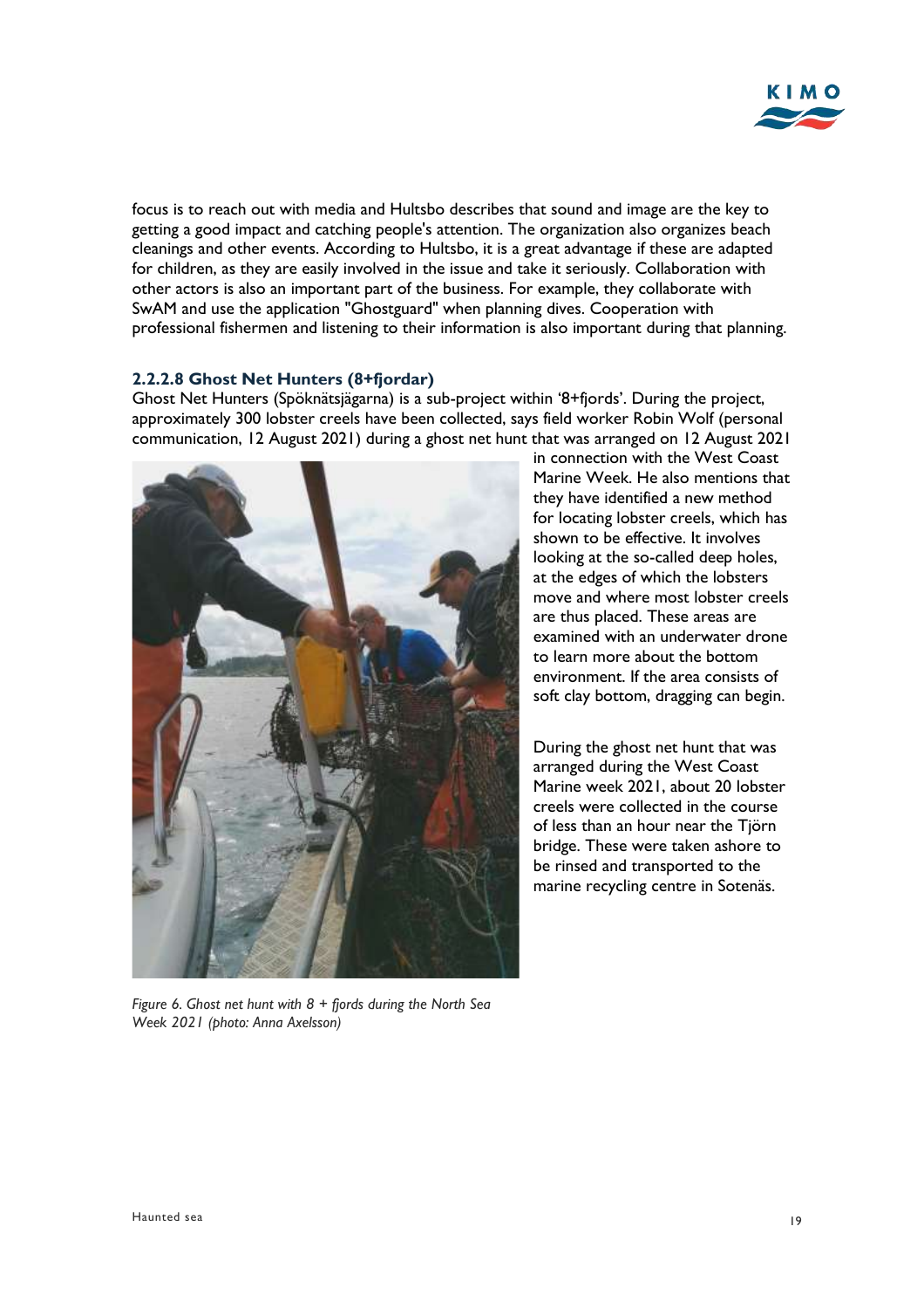focus is to reach out with media and Hultsbo describes that sound and image are the key to getting a good impact and catching people's attention. The organization also organizes beach cleanings and other events. According to Hultsbo, it is a great advantage if these are adapted for children, as they are easily involved in the issue and take it seriously. Collaboration with other actors is also an important part of the business. For example, they collaborate with SwAM and use the application "Ghostguard" when planning dives. Cooperation with professional fishermen and listening to their information is also important during that planning.

#### 2.2.2.8 Ghost Net Hunters (8+fjordar)

Ghost Net Hunters (Spöknätsjägarna) is a sub-project within '8+fjords'. During the project, approximately 300 lobster creels have been collected, says field worker Robin Wolf (personal communication, 12 August 2021) during a ghost net hunt that was arranged on 12 August 2021 in connection with the West Coast Marine Week. He also mentions that they have identified a new method for locating lobster creels, which has shown to be effective. It involves looking at the so-called deep holes, at the edges of which the lobsters move and where most lobster creels are thus placed. These areas are examined with an underwater drone to learn more about the bottom environment. If the area consists of soft clay bottom, dragging can begin.

During the ghost net hunt that was arranged during the West Coast Marine week 2021, about 20 lobster creels were collected in the course of less than an hour near the Tjörn bridge. These were taken ashore to be rinsed and transported to the marine recycling centre in Sotenäs.

*Figure 6. Ghost net hunt with 8 + fjords during the North Sea Week 2021 (photo: Anna Axelsson)*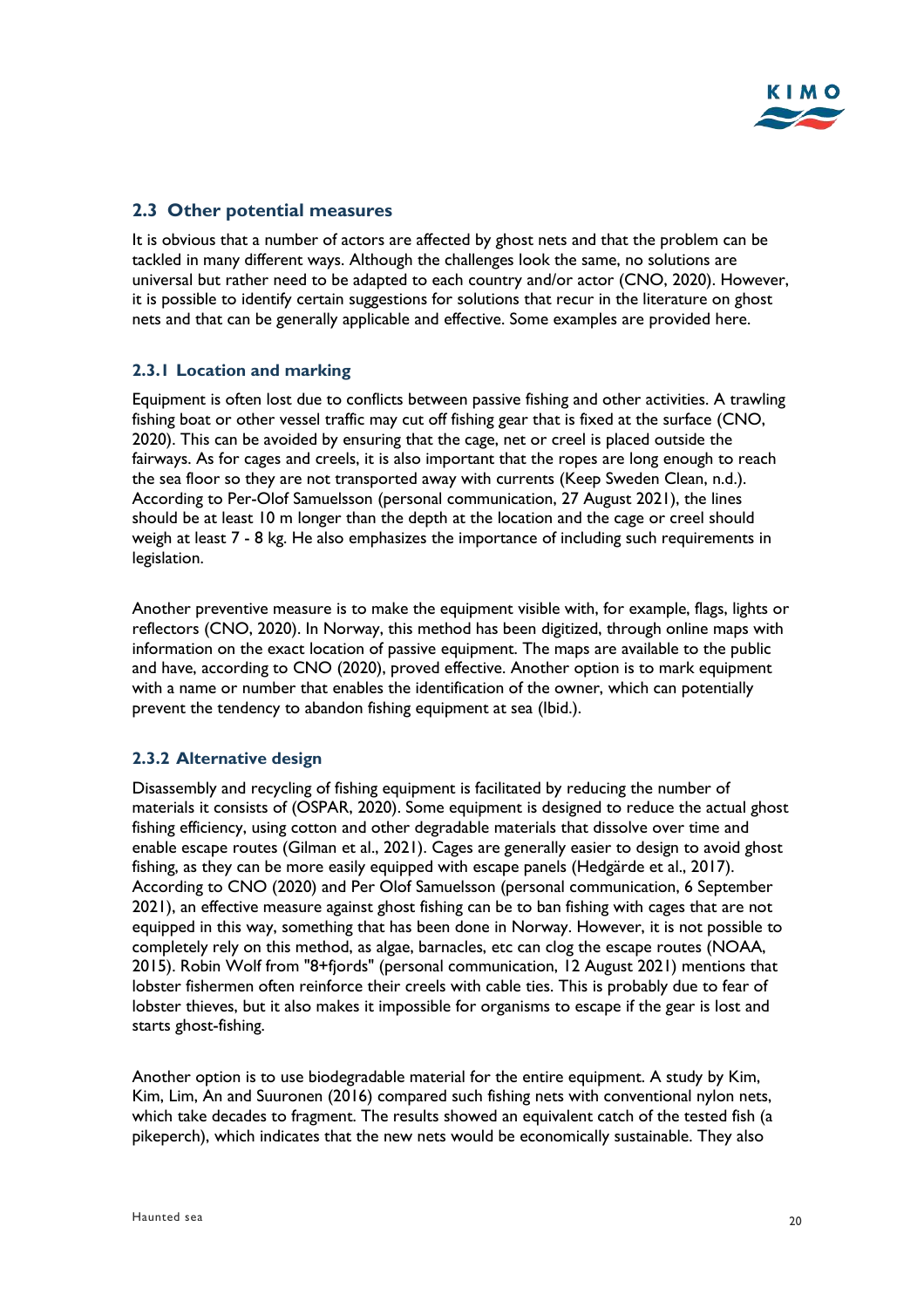## 2.3 Other potential measures

It is obvious that a number of actors are affected by ghost nets and that the problem can be tackled in many different ways. Although the challenges look the same, no solutions are universal but rather need to be adapted to each country and/or actor (CNO, 2020). However, it is possible to identify certain suggestions for solutions that recur in the literature on ghost nets and that can be generally applicable and effective. Some examples are provided here.

### 2.3.1 Location and marking

Equipment is often lost due to conflicts between passive fishing and other activities. A trawling fishing boat or other vessel traffic may cut off fishing gear that is fixed at the surface (CNO, 2020). This can be avoided by ensuring that the cage, net or creel is placed outside the fairways. As for cages and creels, it is also important that the ropes are long enough to reach the sea floor so they are not transported away with currents (Keep Sweden Clean, n.d.). According to Per-Olof Samuelsson (personal communication, 27 August 2021), the lines should be at least 10 m longer than the depth at the location and the cage or creel should weigh at least 7 - 8 kg. He also emphasizes the importance of including such requirements in legislation.

Another preventive measure is to make the equipment visible with, for example, flags, lights or reflectors (CNO, 2020). In Norway, this method has been digitized, through online maps with information on the exact location of passive equipment. The maps are available to the public and have, according to CNO (2020), proved effective. Another option is to mark equipment with a name or number that enables the identification of the owner, which can potentially prevent the tendency to abandon fishing equipment at sea (Ibid.).

### 2.3.2 Alternative design

Disassembly and recycling of fishing equipment is facilitated by reducing the number of materials it consists of (OSPAR, 2020). Some equipment is designed to reduce the actual ghost fishing efficiency, using cotton and other degradable materials that dissolve over time and enable escape routes (Gilman et al., 2021). Cages are generally easier to design to avoid ghost fishing, as they can be more easily equipped with escape panels (Hedgärde et al., 2017). According to CNO (2020) and Per Olof Samuelsson (personal communication, 6 September 2021), an effective measure against ghost fishing can be to ban fishing with cages that are not equipped in this way, something that has been done in Norway. However, it is not possible to completely rely on this method, as algae, barnacles, etc can clog the escape routes (NOAA, 2015). Robin Wolf from "8+fjords" (personal communication, 12 August 2021) mentions that lobster fishermen often reinforce their creels with cable ties. This is probably due to fear of lobster thieves, but it also makes it impossible for organisms to escape if the gear is lost and starts ghost-fishing.

Another option is to use biodegradable material for the entire equipment. A study by Kim, Kim, Lim, An and Suuronen (2016) compared such fishing nets with conventional nylon nets, which take decades to fragment. The results showed an equivalent catch of the tested fish (a pikeperch), which indicates that the new nets would be economically sustainable. They also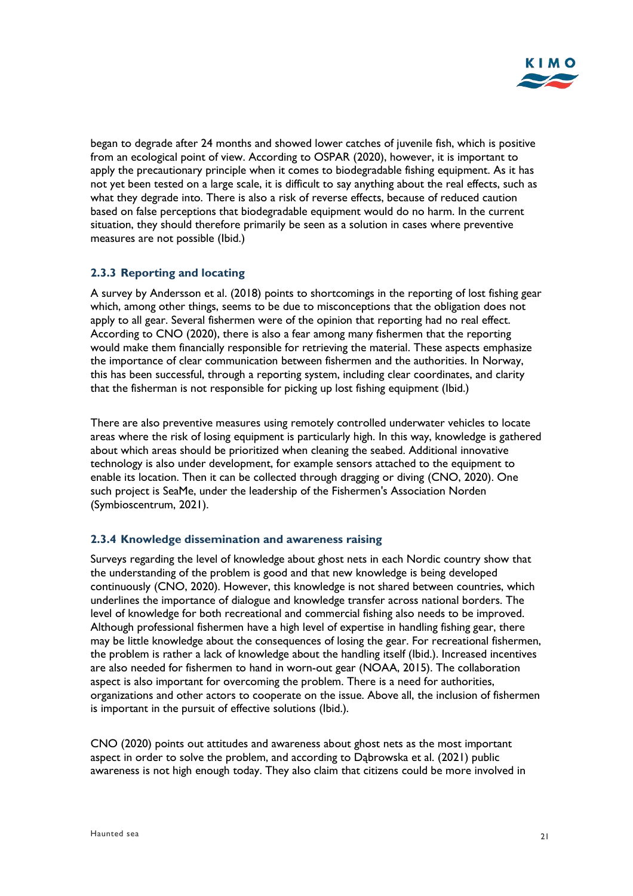began to degrade after 24 months and showed lower catches of juvenile fish, which is positive from an ecological point of view. According to OSPAR (2020), however, it is important to apply the precautionary principle when it comes to biodegradable fishing equipment. As it has not yet been tested on a large scale, it is difficult to say anything about the real effects, such as what they degrade into. There is also a risk of reverse effects, because of reduced caution based on false perceptions that biodegradable equipment would do no harm. In the current situation, they should therefore primarily be seen as a solution in cases where preventive measures are not possible (Ibid.)

### 2.3.3 Reporting and locating

A survey by Andersson et al. (2018) points to shortcomings in the reporting of lost fishing gear which, among other things, seems to be due to misconceptions that the obligation does not apply to all gear. Several fishermen were of the opinion that reporting had no real effect. According to CNO (2020), there is also a fear among many fishermen that the reporting would make them financially responsible for retrieving the material. These aspects emphasize the importance of clear communication between fishermen and the authorities. In Norway, this has been successful, through a reporting system, including clear coordinates, and clarity that the fisherman is not responsible for picking up lost fishing equipment (Ibid.)

There are also preventive measures using remotely controlled underwater vehicles to locate areas where the risk of losing equipment is particularly high. In this way, knowledge is gathered about which areas should be prioritized when cleaning the seabed. Additional innovative technology is also under development, for example sensors attached to the equipment to enable its location. Then it can be collected through dragging or diving (CNO, 2020). One such project is SeaMe, under the leadership of the Fishermen's Association Norden (Symbioscentrum, 2021).

### 2.3.4 Knowledge dissemination and awareness raising

Surveys regarding the level of knowledge about ghost nets in each Nordic country show that the understanding of the problem is good and that new knowledge is being developed continuously (CNO, 2020). However, this knowledge is not shared between countries, which underlines the importance of dialogue and knowledge transfer across national borders. The level of knowledge for both recreational and commercial fishing also needs to be improved. Although professional fishermen have a high level of expertise in handling fishing gear, there may be little knowledge about the consequences of losing the gear. For recreational fishermen, the problem is rather a lack of knowledge about the handling itself (Ibid.). Increased incentives are also needed for fishermen to hand in worn-out gear (NOAA, 2015). The collaboration aspect is also important for overcoming the problem. There is a need for authorities, organizations and other actors to cooperate on the issue. Above all, the inclusion of fishermen is important in the pursuit of effective solutions (Ibid.).

CNO (2020) points out attitudes and awareness about ghost nets as the most important aspect in order to solve the problem, and according to Dąbrowska et al. (2021) public awareness is not high enough today. They also claim that citizens could be more involved in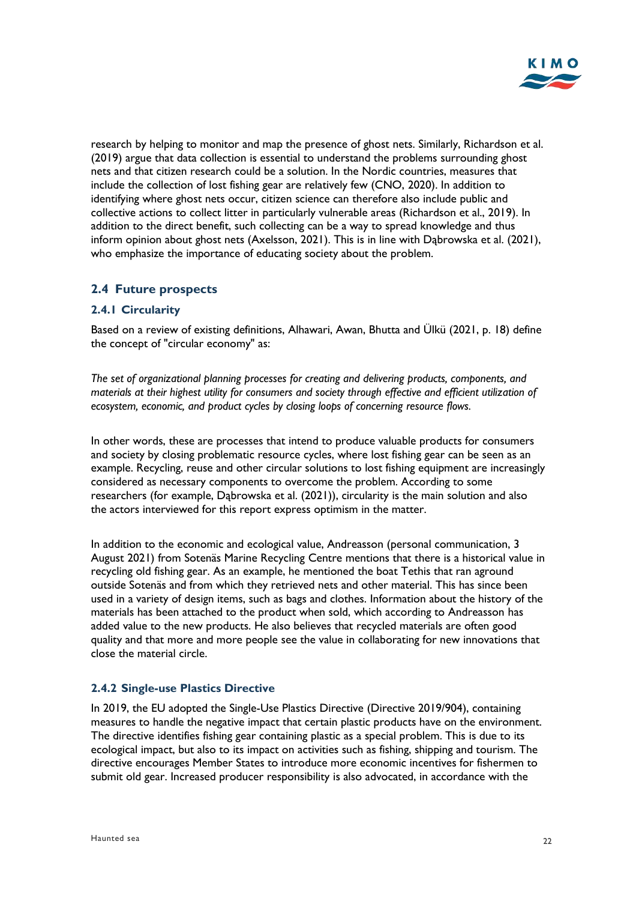research by helping to monitor and map the presence of ghost nets. Similarly, Richardson et al. (2019) argue that data collection is essential to understand the problems surrounding ghost nets and that citizen research could be a solution. In the Nordic countries, measures that include the collection of lost fishing gear are relatively few (CNO, 2020). In addition to identifying where ghost nets occur, citizen science can therefore also include public and collective actions to collect litter in particularly vulnerable areas (Richardson et al., 2019). In addition to the direct benefit, such collecting can be a way to spread knowledge and thus inform opinion about ghost nets (Axelsson, 2021). This is in line with Dąbrowska et al. (2021), who emphasize the importance of educating society about the problem.

## 2.4 Future prospects

### 2.4.1 Circularity

Based on a review of existing definitions, Alhawari, Awan, Bhutta and Ülkü (2021, p. 18) define the concept of "circular economy" as:

*The set of organizational planning processes for creating and delivering products, components, and materials at their highest utility for consumers and society through effective and efficient utilization of ecosystem, economic, and product cycles by closing loops of concerning resource flows.*

In other words, these are processes that intend to produce valuable products for consumers and society by closing problematic resource cycles, where lost fishing gear can be seen as an example. Recycling, reuse and other circular solutions to lost fishing equipment are increasingly considered as necessary components to overcome the problem. According to some researchers (for example, Dąbrowska et al. (2021)), circularity is the main solution and also the actors interviewed for this report express optimism in the matter.

In addition to the economic and ecological value, Andreasson (personal communication, 3 August 2021) from Sotenäs Marine Recycling Centre mentions that there is a historical value in recycling old fishing gear. As an example, he mentioned the boat Tethis that ran aground outside Sotenäs and from which they retrieved nets and other material. This has since been used in a variety of design items, such as bags and clothes. Information about the history of the materials has been attached to the product when sold, which according to Andreasson has added value to the new products. He also believes that recycled materials are often good quality and that more and more people see the value in collaborating for new innovations that close the material circle.

### 2.4.2 Single-use Plastics Directive

In 2019, the EU adopted the Single-Use Plastics Directive (Directive 2019/904), containing measures to handle the negative impact that certain plastic products have on the environment. The directive identifies fishing gear containing plastic as a special problem. This is due to its ecological impact, but also to its impact on activities such as fishing, shipping and tourism. The directive encourages Member States to introduce more economic incentives for fishermen to submit old gear. Increased producer responsibility is also advocated, in accordance with the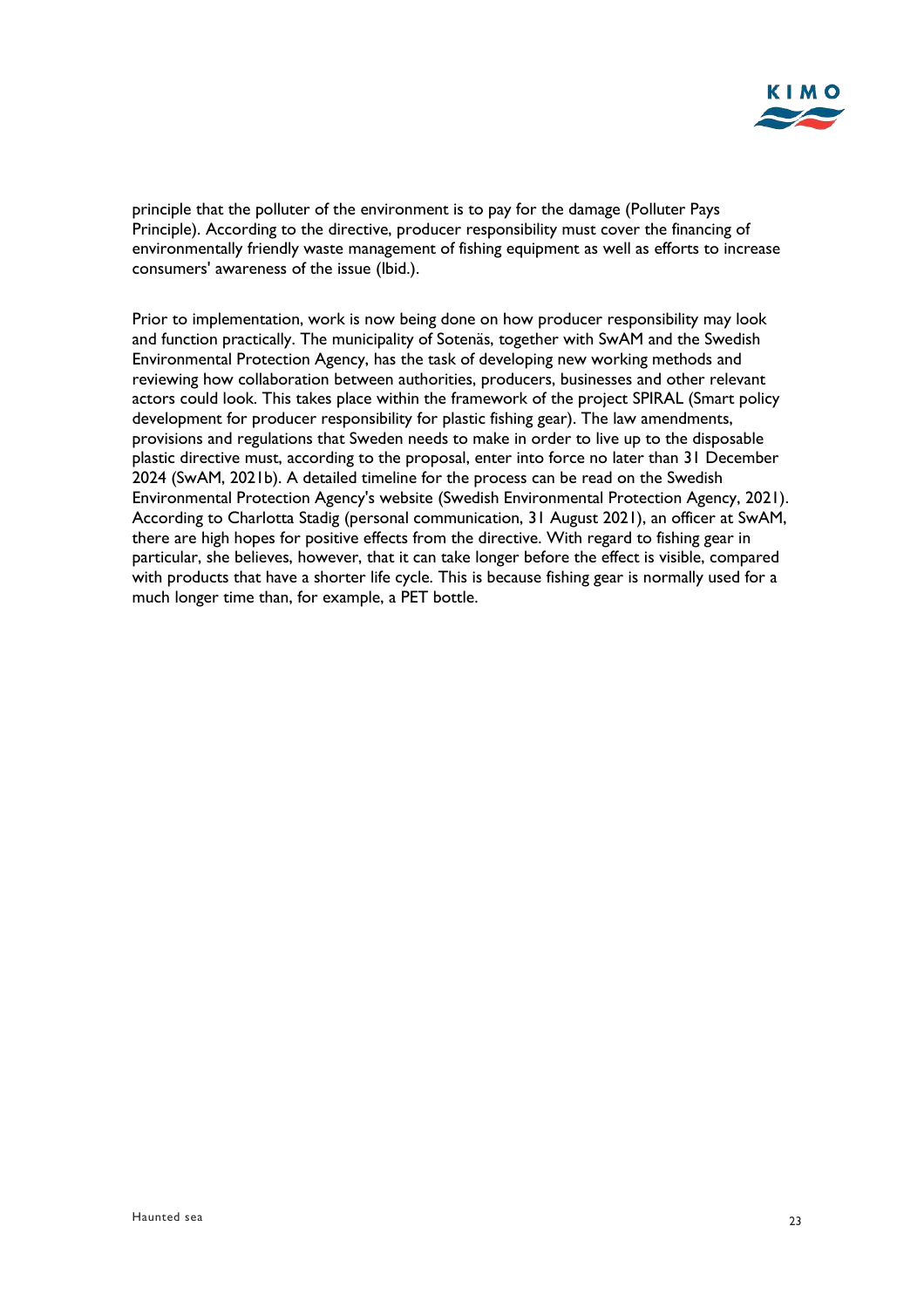principle that the polluter of the environment is to pay for the damage (Polluter Pays Principle). According to the directive, producer responsibility must cover the financing of environmentally friendly waste management of fishing equipment as well as efforts to increase consumers' awareness of the issue (Ibid.).

Prior to implementation, work is now being done on how producer responsibility may look and function practically. The municipality of Sotenäs, together with SwAM and the Swedish Environmental Protection Agency, has the task of developing new working methods and reviewing how collaboration between authorities, producers, businesses and other relevant actors could look. This takes place within the framework of the project SPIRAL (Smart policy development for producer responsibility for plastic fishing gear). The law amendments, provisions and regulations that Sweden needs to make in order to live up to the disposable plastic directive must, according to the proposal, enter into force no later than 31 December 2024 (SwAM, 2021b). A detailed timeline for the process can be read on the Swedish Environmental Protection Agency's website (Swedish Environmental Protection Agency, 2021). According to Charlotta Stadig (personal communication, 31 August 2021), an officer at SwAM, there are high hopes for positive effects from the directive. With regard to fishing gear in particular, she believes, however, that it can take longer before the effect is visible, compared with products that have a shorter life cycle. This is because fishing gear is normally used for a much longer time than, for example, a PET bottle.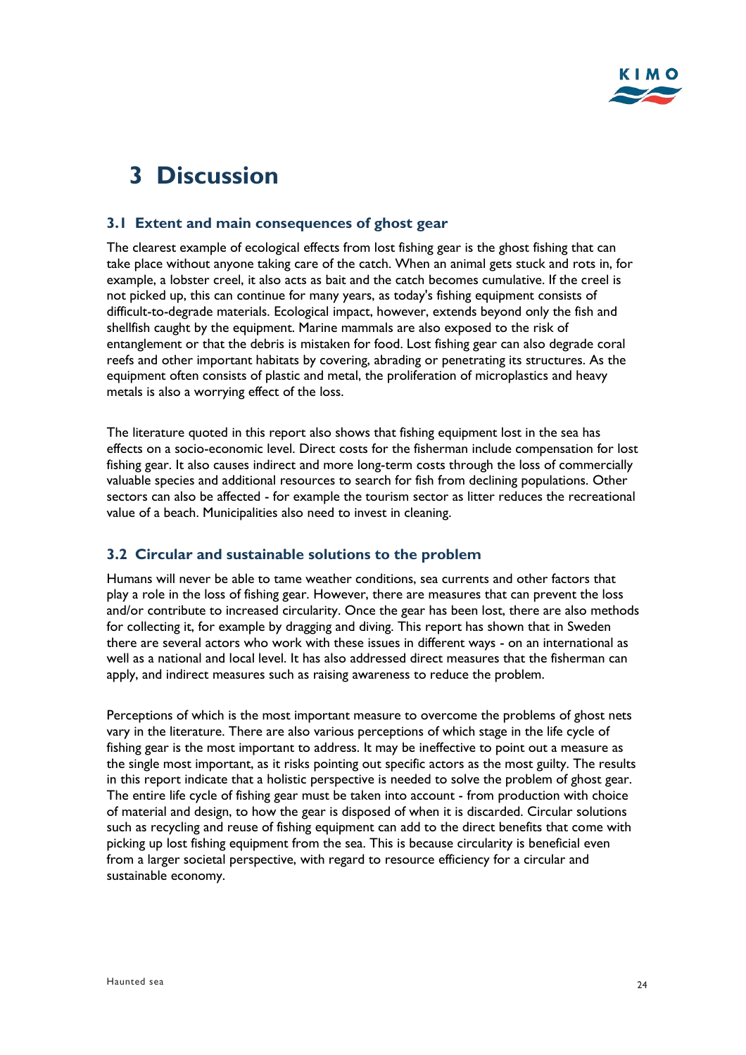# 3 Discussion

## 3.1 Extent and main consequences of ghost gear

The clearest example of ecological effects from lost fishing gear is the ghost fishing that can take place without anyone taking care of the catch. When an animal gets stuck and rots in, for example, a lobster creel, it also acts as bait and the catch becomes cumulative. If the creel is not picked up, this can continue for many years, as today's fishing equipment consists of difficult-to-degrade materials. Ecological impact, however, extends beyond only the fish and shellfish caught by the equipment. Marine mammals are also exposed to the risk of entanglement or that the debris is mistaken for food. Lost fishing gear can also degrade coral reefs and other important habitats by covering, abrading or penetrating its structures. As the equipment often consists of plastic and metal, the proliferation of microplastics and heavy metals is also a worrying effect of the loss.

The literature quoted in this report also shows that fishing equipment lost in the sea has effects on a socio-economic level. Direct costs for the fisherman include compensation for lost fishing gear. It also causes indirect and more long-term costs through the loss of commercially valuable species and additional resources to search for fish from declining populations. Other sectors can also be affected - for example the tourism sector as litter reduces the recreational value of a beach. Municipalities also need to invest in cleaning.

## 3.2 Circular and sustainable solutions to the problem

Humans will never be able to tame weather conditions, sea currents and other factors that play a role in the loss of fishing gear. However, there are measures that can prevent the loss and/or contribute to increased circularity. Once the gear has been lost, there are also methods for collecting it, for example by dragging and diving. This report has shown that in Sweden there are several actors who work with these issues in different ways - on an international as well as a national and local level. It has also addressed direct measures that the fisherman can apply, and indirect measures such as raising awareness to reduce the problem.

Perceptions of which is the most important measure to overcome the problems of ghost nets vary in the literature. There are also various perceptions of which stage in the life cycle of fishing gear is the most important to address. It may be ineffective to point out a measure as the single most important, as it risks pointing out specific actors as the most guilty. The results in this report indicate that a holistic perspective is needed to solve the problem of ghost gear. The entire life cycle of fishing gear must be taken into account - from production with choice of material and design, to how the gear is disposed of when it is discarded. Circular solutions such as recycling and reuse of fishing equipment can add to the direct benefits that come with picking up lost fishing equipment from the sea. This is because circularity is beneficial even from a larger societal perspective, with regard to resource efficiency for a circular and sustainable economy.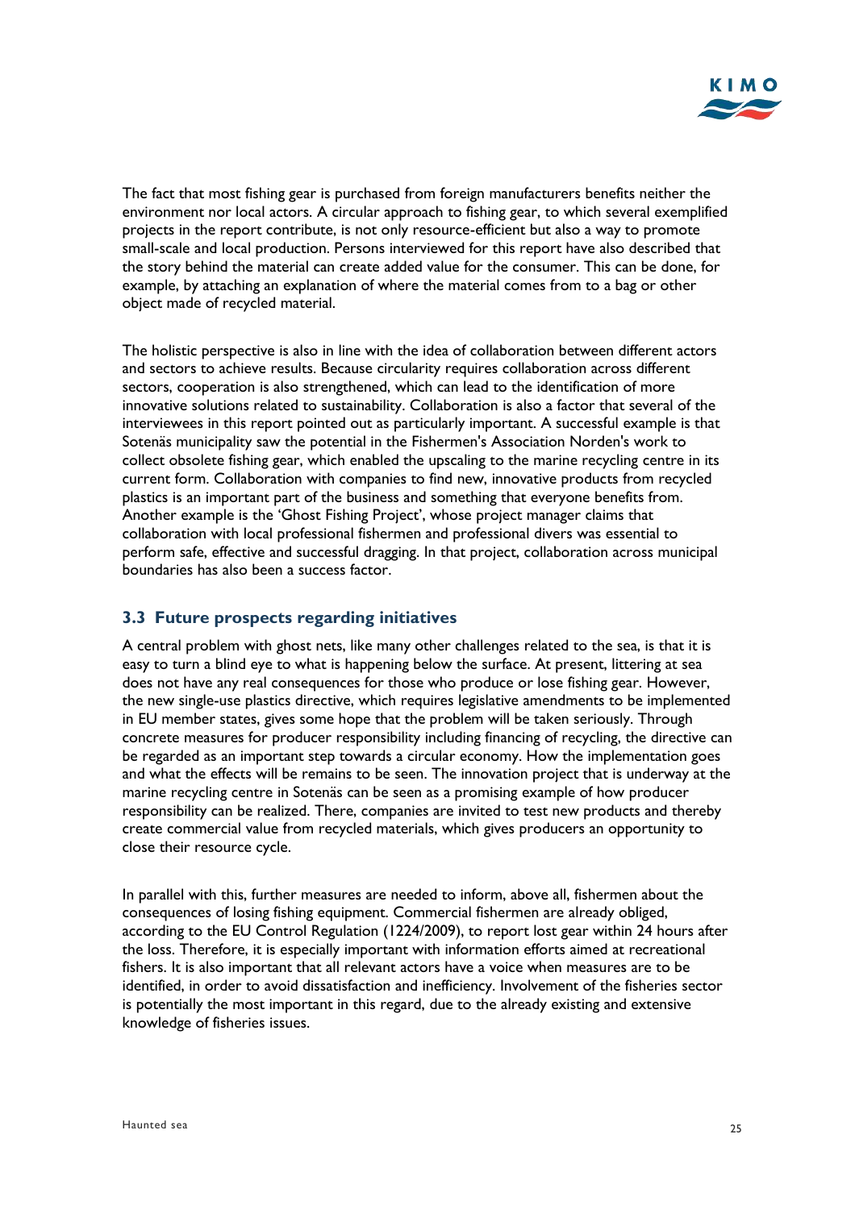The fact that most fishing gear is purchased from foreign manufacturers benefits neither the environment nor local actors. A circular approach to fishing gear, to which several exemplified projects in the report contribute, is not only resource-efficient but also a way to promote small-scale and local production. Persons interviewed for this report have also described that the story behind the material can create added value for the consumer. This can be done, for example, by attaching an explanation of where the material comes from to a bag or other object made of recycled material.

The holistic perspective is also in line with the idea of collaboration between different actors and sectors to achieve results. Because circularity requires collaboration across different sectors, cooperation is also strengthened, which can lead to the identification of more innovative solutions related to sustainability. Collaboration is also a factor that several of the interviewees in this report pointed out as particularly important. A successful example is that Sotenäs municipality saw the potential in the Fishermen's Association Norden's work to collect obsolete fishing gear, which enabled the upscaling to the marine recycling centre in its current form. Collaboration with companies to find new, innovative products from recycled plastics is an important part of the business and something that everyone benefits from. Another example is the 'Ghost Fishing Project', whose project manager claims that collaboration with local professional fishermen and professional divers was essential to perform safe, effective and successful dragging. In that project, collaboration across municipal boundaries has also been a success factor.

## 3.3 Future prospects regarding initiatives

A central problem with ghost nets, like many other challenges related to the sea, is that it is easy to turn a blind eye to what is happening below the surface. At present, littering at sea does not have any real consequences for those who produce or lose fishing gear. However, the new single-use plastics directive, which requires legislative amendments to be implemented in EU member states, gives some hope that the problem will be taken seriously. Through concrete measures for producer responsibility including financing of recycling, the directive can be regarded as an important step towards a circular economy. How the implementation goes and what the effects will be remains to be seen. The innovation project that is underway at the marine recycling centre in Sotenäs can be seen as a promising example of how producer responsibility can be realized. There, companies are invited to test new products and thereby create commercial value from recycled materials, which gives producers an opportunity to close their resource cycle.

In parallel with this, further measures are needed to inform, above all, fishermen about the consequences of losing fishing equipment. Commercial fishermen are already obliged, according to the EU Control Regulation (1224/2009), to report lost gear within 24 hours after the loss. Therefore, it is especially important with information efforts aimed at recreational fishers. It is also important that all relevant actors have a voice when measures are to be identified, in order to avoid dissatisfaction and inefficiency. Involvement of the fisheries sector is potentially the most important in this regard, due to the already existing and extensive knowledge of fisheries issues.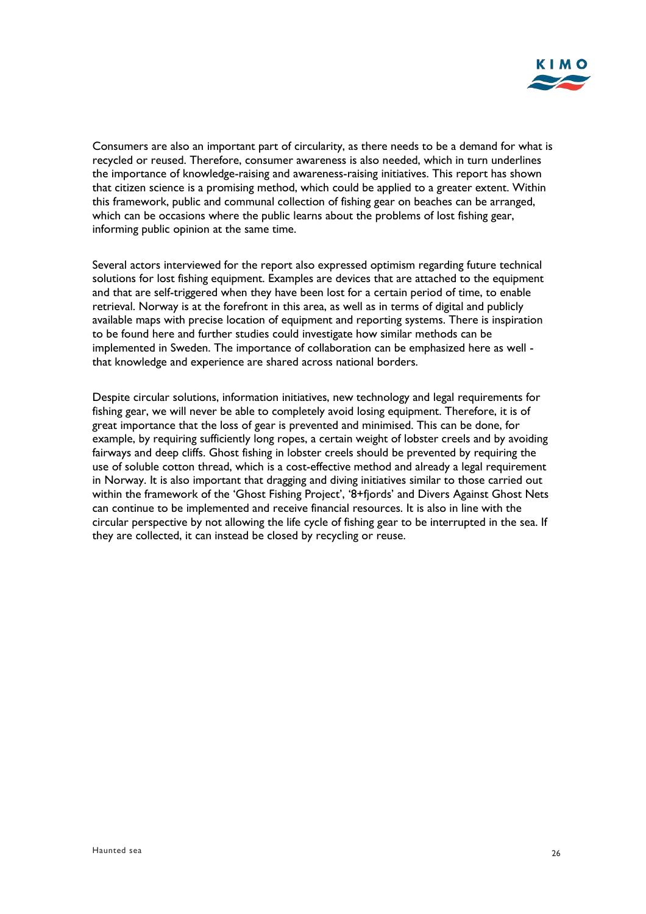Consumers are also an important part of circularity, as there needs to be a demand for what is recycled or reused. Therefore, consumer awareness is also needed, which in turn underlines the importance of knowledge-raising and awareness-raising initiatives. This report has shown that citizen science is a promising method, which could be applied to a greater extent. Within this framework, public and communal collection of fishing gear on beaches can be arranged, which can be occasions where the public learns about the problems of lost fishing gear, informing public opinion at the same time.

Several actors interviewed for the report also expressed optimism regarding future technical solutions for lost fishing equipment. Examples are devices that are attached to the equipment and that are self-triggered when they have been lost for a certain period of time, to enable retrieval. Norway is at the forefront in this area, as well as in terms of digital and publicly available maps with precise location of equipment and reporting systems. There is inspiration to be found here and further studies could investigate how similar methods can be implemented in Sweden. The importance of collaboration can be emphasized here as well - that knowledge and experience are shared across national borders.

Despite circular solutions, information initiatives, new technology and legal requirements for fishing gear, we will never be able to completely avoid losing equipment. Therefore, it is of great importance that the loss of gear is prevented and minimised. This can be done, for example, by requiring sufficiently long ropes, a certain weight of lobster creels and by avoiding fairways and deep cliffs. Ghost fishing in lobster creels should be prevented by requiring the use of soluble cotton thread, which is a cost-effective method and already a legal requirement in Norway. It is also important that dragging and diving initiatives similar to those carried out within the framework of the 'Ghost Fishing Project', '8+fjords' and Divers Against Ghost Nets can continue to be implemented and receive financial resources. It is also in line with the circular perspective by not allowing the life cycle of fishing gear to be interrupted in the sea. If they are collected, it can instead be closed by recycling or reuse.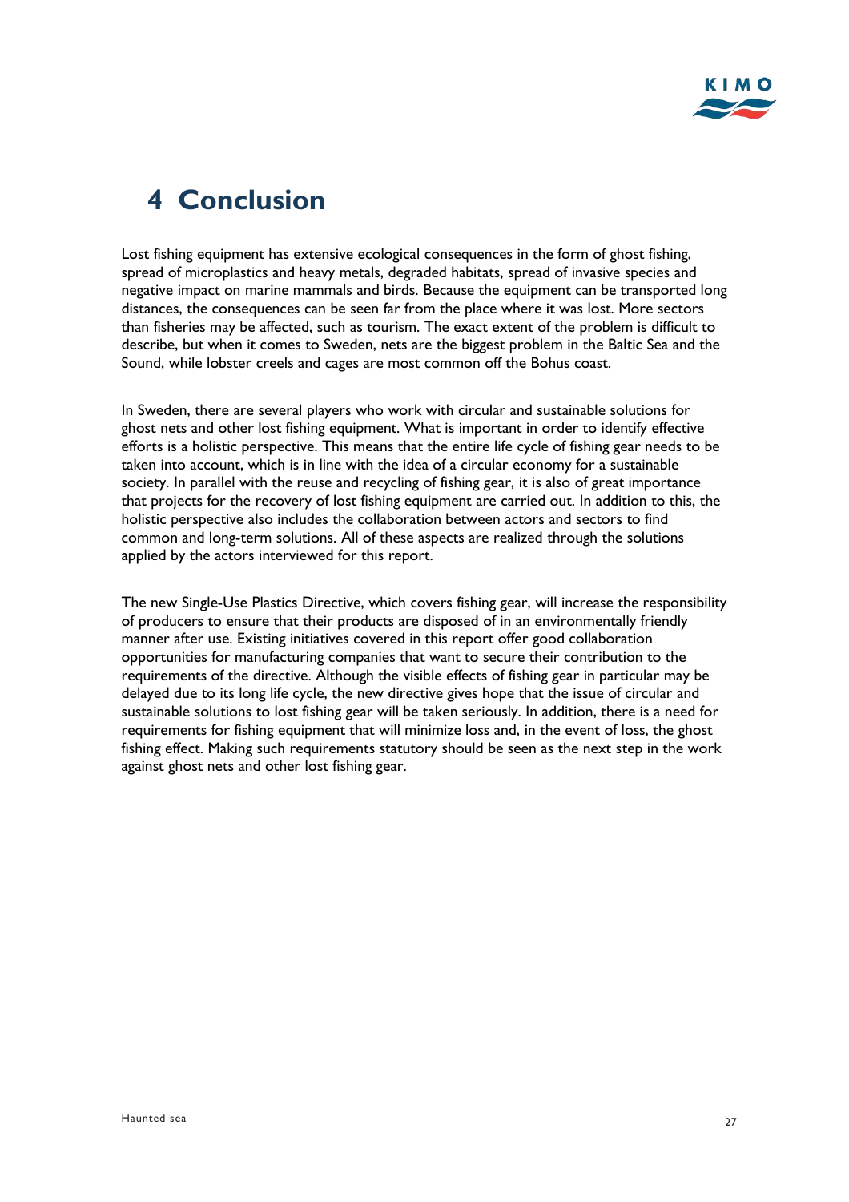# 4 Conclusion

Lost fishing equipment has extensive ecological consequences in the form of ghost fishing, spread of microplastics and heavy metals, degraded habitats, spread of invasive species and negative impact on marine mammals and birds. Because the equipment can be transported long distances, the consequences can be seen far from the place where it was lost. More sectors than fisheries may be affected, such as tourism. The exact extent of the problem is difficult to describe, but when it comes to Sweden, nets are the biggest problem in the Baltic Sea and the Sound, while lobster creels and cages are most common off the Bohus coast.

In Sweden, there are several players who work with circular and sustainable solutions for ghost nets and other lost fishing equipment. What is important in order to identify effective efforts is a holistic perspective. This means that the entire life cycle of fishing gear needs to be taken into account, which is in line with the idea of a circular economy for a sustainable society. In parallel with the reuse and recycling of fishing gear, it is also of great importance that projects for the recovery of lost fishing equipment are carried out. In addition to this, the holistic perspective also includes the collaboration between actors and sectors to find common and long-term solutions. All of these aspects are realized through the solutions applied by the actors interviewed for this report.

The new Single-Use Plastics Directive, which covers fishing gear, will increase the responsibility of producers to ensure that their products are disposed of in an environmentally friendly manner after use. Existing initiatives covered in this report offer good collaboration opportunities for manufacturing companies that want to secure their contribution to the requirements of the directive. Although the visible effects of fishing gear in particular may be delayed due to its long life cycle, the new directive gives hope that the issue of circular and sustainable solutions to lost fishing gear will be taken seriously. In addition, there is a need for requirements for fishing equipment that will minimize loss and, in the event of loss, the ghost fishing effect. Making such requirements statutory should be seen as the next step in the work against ghost nets and other lost fishing gear.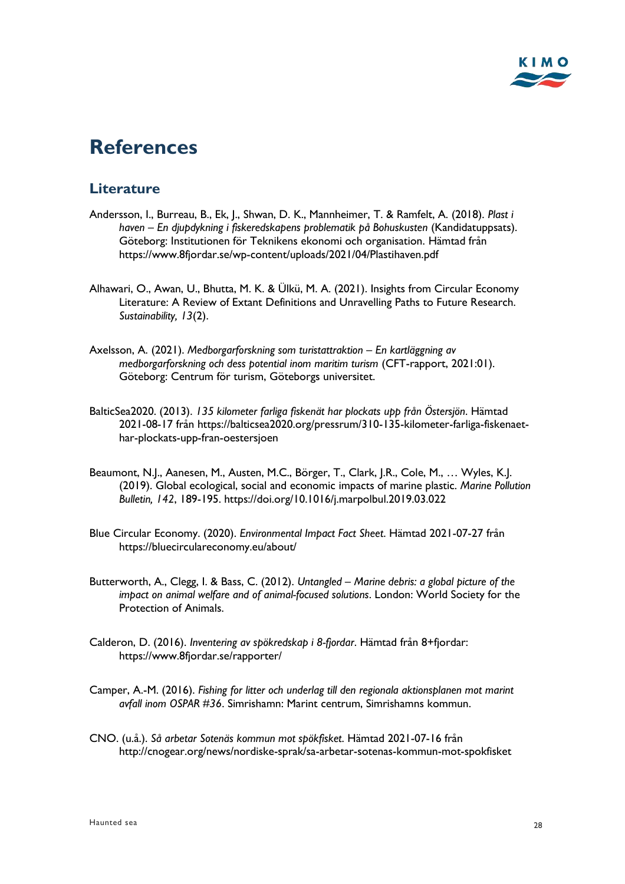# References

## Literature

Andersson, I., Burreau, B., Ek, J., Shwan, D. K., Mannheimer, T. & Ramfelt, A. (2018). *Plast i haven – En djupdykning i fiskeredskapens problematik på Bohuskusten* (Kandidatuppsats). Göteborg: Institutionen för Teknikens ekonomi och organisation. Hämtad från https://www.8fjordar.se/wp-content/uploads/2021/04/Plastihaven.pdf

Alhawari, O., Awan, U., Bhutta, M. K. & Ülkü, M. A. (2021). Insights from Circular Economy Literature: A Review of Extant Definitions and Unravelling Paths to Future Research. *Sustainability, 13*(2).

Axelsson, A. (2021). *Medborgarforskning som turistattraktion – En kartläggning av medborgarforskning och dess potential inom maritim turism* (CFT-rapport, 2021:01). Göteborg: Centrum för turism, Göteborgs universitet.

BalticSea2020. (2013). *135 kilometer farliga fiskenät har plockats upp från Östersjön*. Hämtad 2021-08-17 från https://balticsea2020.org/pressrum/310-135-kilometer-farliga-fiskenaet-har-plockats-upp-fran-oestersjoen

Beaumont, N.J., Aanesen, M., Austen, M.C., Börger, T., Clark, J.R., Cole, M., … Wyles, K.J. (2019). Global ecological, social and economic impacts of marine plastic. *Marine Pollution Bulletin, 142*, 189-195. https://doi.org/10.1016/j.marpolbul.2019.03.022

Blue Circular Economy. (2020). *Environmental Impact Fact Sheet*. Hämtad 2021-07-27 från https://bluecirculareconomy.eu/about/

Butterworth, A., Clegg, I. & Bass, C. (2012). *Untangled – Marine debris: a global picture of the impact on animal welfare and of animal-focused solutions*. London: World Society for the Protection of Animals.

Calderon, D. (2016). *Inventering av spökredskap i 8-fjordar*. Hämtad från 8+fjordar: https://www.8fjordar.se/rapporter/

Camper, A.-M. (2016). *Fishing for litter och underlag till den regionala aktionsplanen mot marint avfall inom OSPAR #36*. Simrishamn: Marint centrum, Simrishamns kommun.

CNO. (u.å.). *Så arbetar Sotenäs kommun mot spökfisket*. Hämtad 2021-07-16 från http://cnogear.org/news/nordiske-sprak/sa-arbetar-sotenas-kommun-mot-spokfisket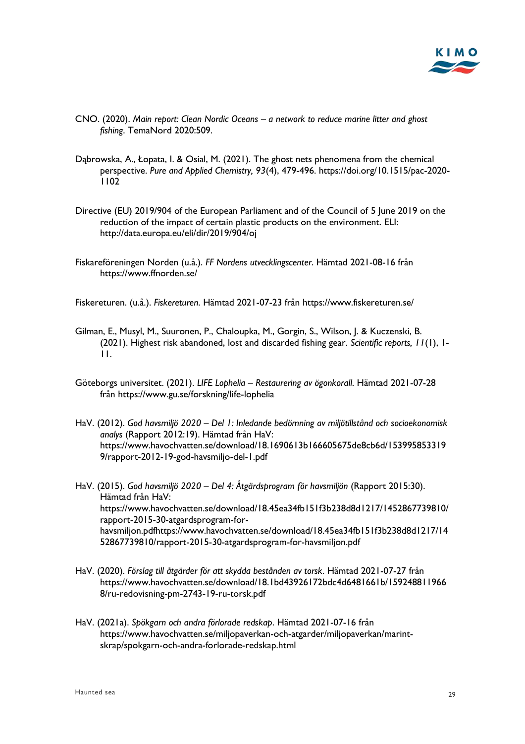CNO. (2020). *Main report: Clean Nordic Oceans – a network to reduce marine litter and ghost fishing*. TemaNord 2020:509.

Dąbrowska, A., Łopata, I. & Osial, M. (2021). The ghost nets phenomena from the chemical perspective. *Pure and Applied Chemistry, 93*(4), 479-496. https://doi.org/10.1515/pac-2020-1102

Directive (EU) 2019/904 of the European Parliament and of the Council of 5 June 2019 on the reduction of the impact of certain plastic products on the environment. ELI: http://data.europa.eu/eli/dir/2019/904/oj

Fiskareföreningen Norden (u.å.). *FF Nordens utvecklingscenter*. Hämtad 2021-08-16 från https://www.ffnorden.se/

Fiskereturen. (u.å.). *Fiskereturen*. Hämtad 2021-07-23 från https://www.fiskereturen.se/

Gilman, E., Musyl, M., Suuronen, P., Chaloupka, M., Gorgin, S., Wilson, J. & Kuczenski, B. (2021). Highest risk abandoned, lost and discarded fishing gear. *Scientific reports, 11*(1), 1-11.

Göteborgs universitet. (2021). *LIFE Lophelia – Restaurering av ögonkorall*. Hämtad 2021-07-28 från https://www.gu.se/forskning/life-lophelia

HaV. (2012). *God havsmiljö 2020 – Del 1: Inledande bedömning av miljötillstånd och socioekonomisk analys* (Rapport 2012:19). Hämtad från HaV: https://www.havochvatten.se/download/18.1690613b166605675de8cb6d/1539958533199/rapport-2012-19-god-havsmiljo-del-1.pdf

HaV. (2015). *God havsmiljö 2020 – Del 4: Åtgärdsprogram för havsmiljön* (Rapport 2015:30). Hämtad från HaV: https://www.havochvatten.se/download/18.45ea34fb151f3b238d8d1217/1452867739810/rapport-2015-30-atgardsprogram-for-havsmiljon.pdfhttps://www.havochvatten.se/download/18.45ea34fb151f3b238d8d1217/1452867739810/rapport-2015-30-atgardsprogram-for-havsmiljon.pdf

HaV. (2020). *Förslag till åtgärder för att skydda bestånden av torsk*. Hämtad 2021-07-27 från https://www.havochvatten.se/download/18.1bd43926172bdc4d6481661b/1592488119668/ru-redovisning-pm-2743-19-ru-torsk.pdf

HaV. (2021a). *Spökgarn och andra förlorade redskap*. Hämtad 2021-07-16 från https://www.havochvatten.se/miljopaverkan-och-atgarder/miljopaverkan/marint-skrap/spokgarn-och-andra-forlorade-redskap.html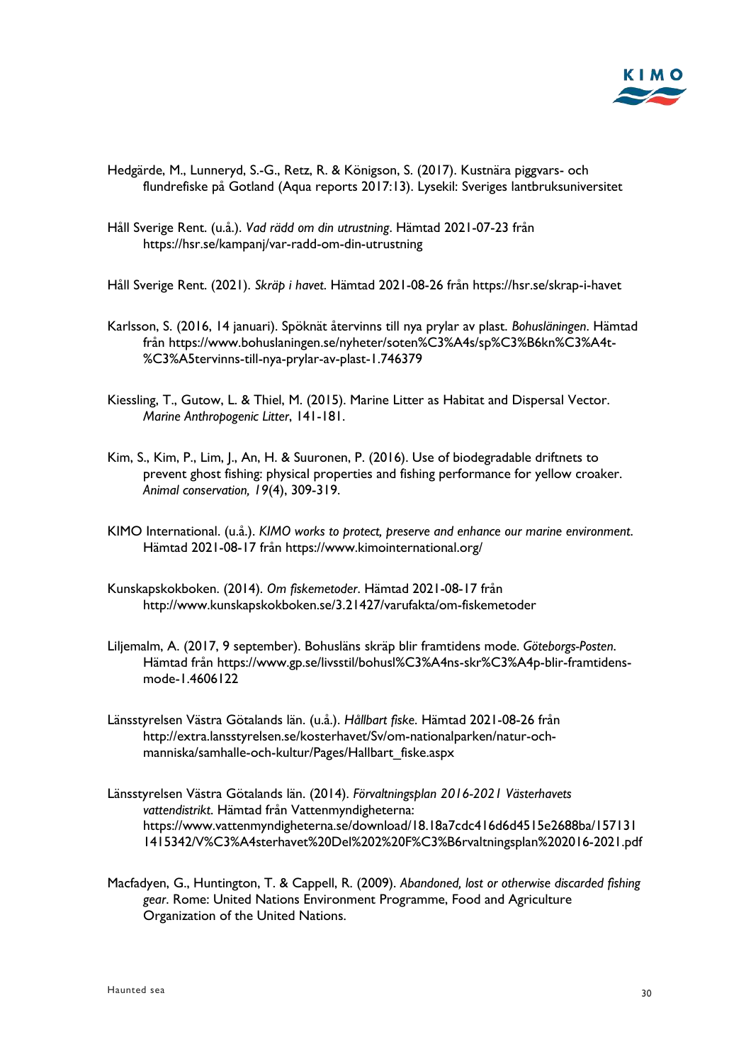Hedgärde, M., Lunneryd, S.-G., Retz, R. & Königson, S. (2017). Kustnära piggvars- och flundrefiske på Gotland (Aqua reports 2017:13). Lysekil: Sveriges lantbruksuniversitet

Håll Sverige Rent. (u.å.). *Vad rädd om din utrustning*. Hämtad 2021-07-23 från https://hsr.se/kampanj/var-radd-om-din-utrustning

Håll Sverige Rent. (2021). *Skräp i havet*. Hämtad 2021-08-26 från https://hsr.se/skrap-i-havet

Karlsson, S. (2016, 14 januari). Spöknät återvinns till nya prylar av plast. *Bohusläningen*. Hämtad från https://www.bohuslaningen.se/nyheter/soten%C3%A4s/sp%C3%B6kn%C3%A4t-%C3%A5tervinns-till-nya-prylar-av-plast-1.746379

Kiessling, T., Gutow, L. & Thiel, M. (2015). Marine Litter as Habitat and Dispersal Vector. *Marine Anthropogenic Litter*, 141-181.

Kim, S., Kim, P., Lim, J., An, H. & Suuronen, P. (2016). Use of biodegradable driftnets to prevent ghost fishing: physical properties and fishing performance for yellow croaker. *Animal conservation, 19*(4), 309-319.

KIMO International. (u.å.). *KIMO works to protect, preserve and enhance our marine environment*. Hämtad 2021-08-17 från https://www.kimointernational.org/

Kunskapskokboken. (2014). *Om fiskemetoder*. Hämtad 2021-08-17 från http://www.kunskapskokboken.se/3.21427/varufakta/om-fiskemetoder

Liljemalm, A. (2017, 9 september). Bohusläns skräp blir framtidens mode. *Göteborgs-Posten*. Hämtad från https://www.gp.se/livsstil/bohusl%C3%A4ns-skr%C3%A4p-blir-framtidens-mode-1.4606122

Länsstyrelsen Västra Götalands län. (u.å.). *Hållbart fiske*. Hämtad 2021-08-26 från http://extra.lansstyrelsen.se/kosterhavet/Sv/om-nationalparken/natur-och-manniska/samhalle-och-kultur/Pages/Hallbart_fiske.aspx

Länsstyrelsen Västra Götalands län. (2014). *Förvaltningsplan 2016-2021 Västerhavets vattendistrikt*. Hämtad från Vattenmyndigheterna: https://www.vattenmyndigheterna.se/download/18.18a7cdc416d6d4515e2688ba/1571311415342/V%C3%A4sterhavet%20Del%202%20F%C3%B6rvaltningsplan%202016-2021.pdf

Macfadyen, G., Huntington, T. & Cappell, R. (2009). *Abandoned, lost or otherwise discarded fishing gear*. Rome: United Nations Environment Programme, Food and Agriculture Organization of the United Nations.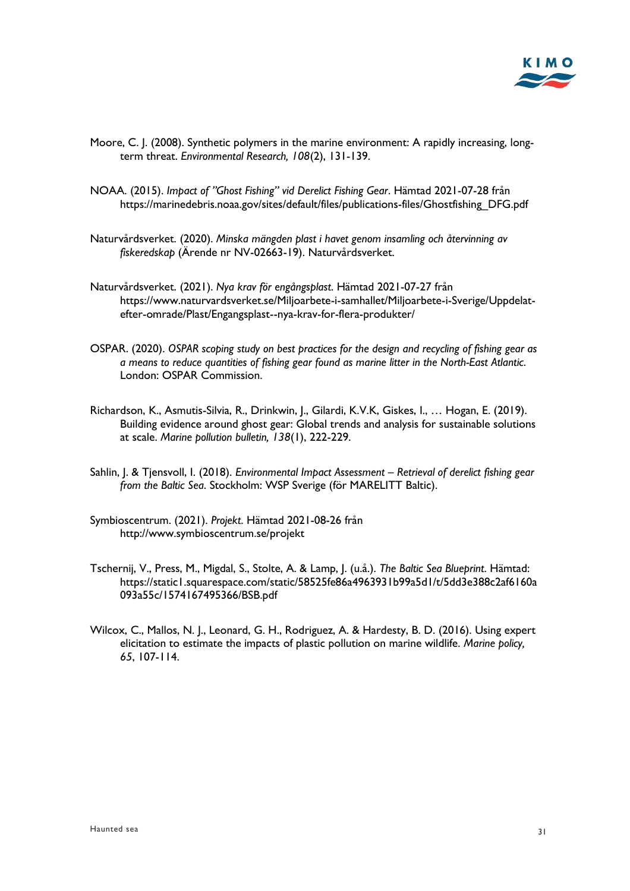Moore, C. J. (2008). Synthetic polymers in the marine environment: A rapidly increasing, long-term threat. *Environmental Research, 108*(2), 131-139.

NOAA. (2015). *Impact of "Ghost Fishing" vid Derelict Fishing Gear*. Hämtad 2021-07-28 från https://marinedebris.noaa.gov/sites/default/files/publications-files/Ghostfishing_DFG.pdf

Naturvårdsverket. (2020). *Minska mängden plast i havet genom insamling och återvinning av fiskeredskap* (Ärende nr NV-02663-19). Naturvårdsverket.

Naturvårdsverket. (2021). *Nya krav för engångsplast*. Hämtad 2021-07-27 från https://www.naturvardsverket.se/Miljoarbete-i-samhallet/Miljoarbete-i-Sverige/Uppdelat-efter-omrade/Plast/Engangsplast--nya-krav-for-flera-produkter/

OSPAR. (2020). *OSPAR scoping study on best practices for the design and recycling of fishing gear as a means to reduce quantities of fishing gear found as marine litter in the North-East Atlantic*. London: OSPAR Commission.

Richardson, K., Asmutis-Silvia, R., Drinkwin, J., Gilardi, K.V.K, Giskes, I., … Hogan, E. (2019). Building evidence around ghost gear: Global trends and analysis for sustainable solutions at scale. *Marine pollution bulletin, 138*(1), 222-229.

Sahlin, J. & Tjensvoll, I. (2018). *Environmental Impact Assessment – Retrieval of derelict fishing gear from the Baltic Sea*. Stockholm: WSP Sverige (för MARELITT Baltic).

Symbioscentrum. (2021). *Projekt*. Hämtad 2021-08-26 från http://www.symbioscentrum.se/projekt

Tschernij, V., Press, M., Migdal, S., Stolte, A. & Lamp, J. (u.å.). *The Baltic Sea Blueprint*. Hämtad: https://static1.squarespace.com/static/58525fe86a496393​1b99a5d1/t/5dd3e388c2af6160a093a55c/1574167495366/BSB.pdf

Wilcox, C., Mallos, N. J., Leonard, G. H., Rodriguez, A. & Hardesty, B. D. (2016). Using expert elicitation to estimate the impacts of plastic pollution on marine wildlife. *Marine policy, 65*, 107-114.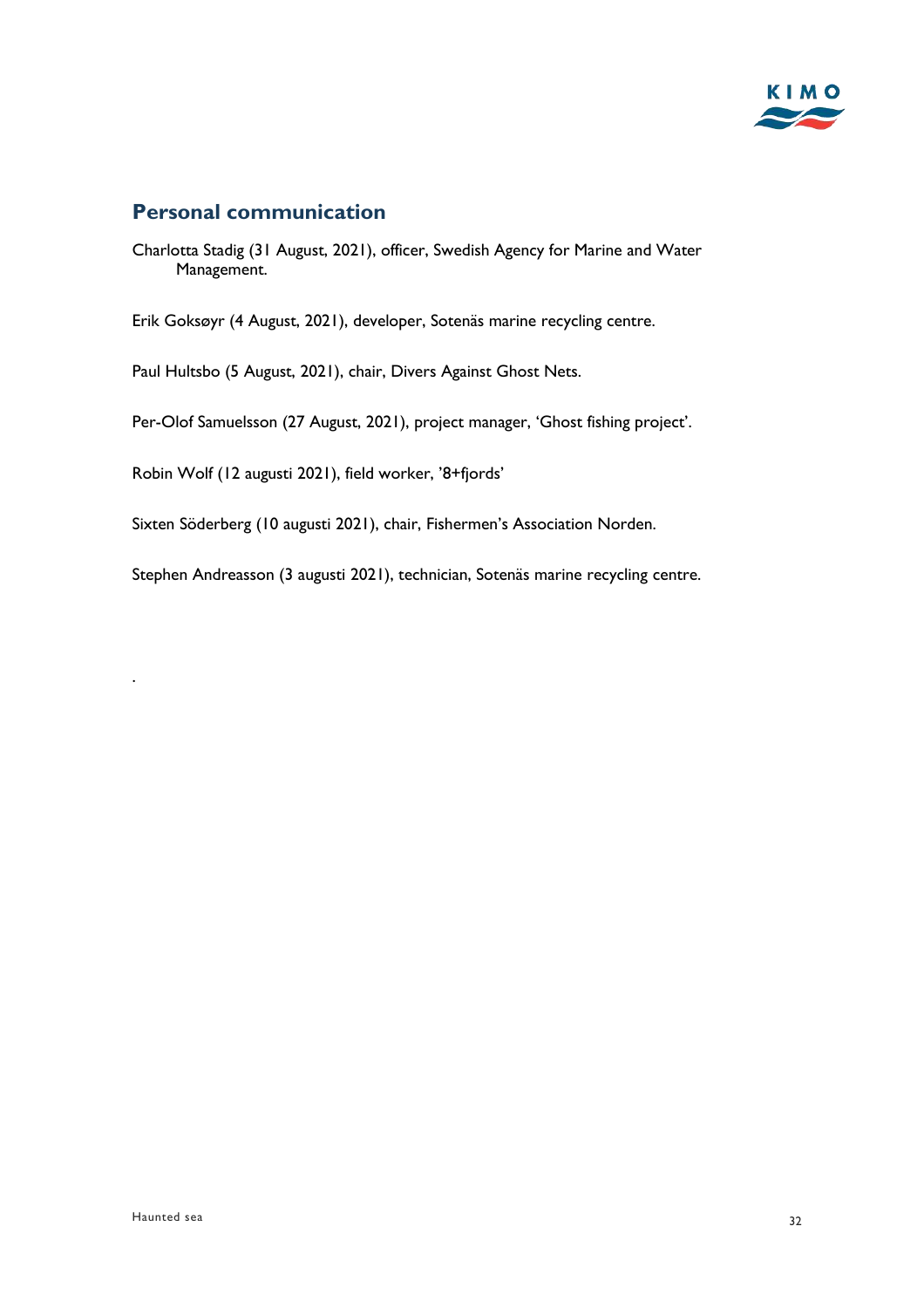## Personal communication

Charlotta Stadig (31 August, 2021), officer, Swedish Agency for Marine and Water Management.

Erik Goksøyr (4 August, 2021), developer, Sotenäs marine recycling centre.

Paul Hultsbo (5 August, 2021), chair, Divers Against Ghost Nets.

Per-Olof Samuelsson (27 August, 2021), project manager, 'Ghost fishing project'.

Robin Wolf (12 augusti 2021), field worker, '8+fjords'

Sixten Söderberg (10 augusti 2021), chair, Fishermen's Association Norden.

Stephen Andreasson (3 augusti 2021), technician, Sotenäs marine recycling centre.

.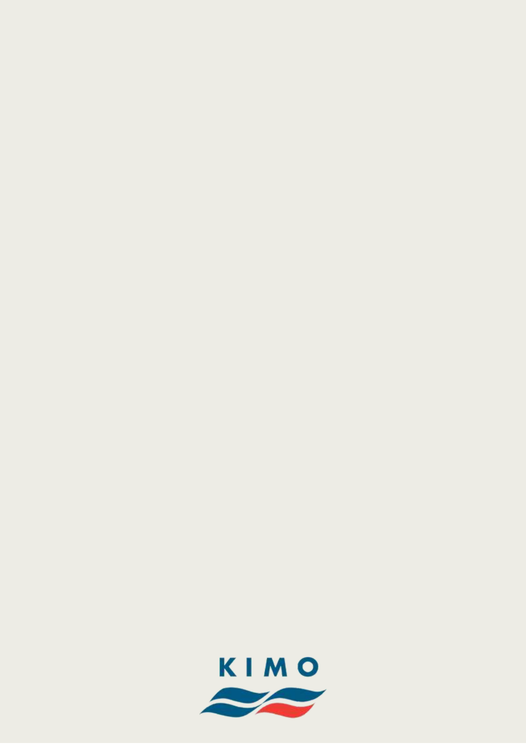KIMO